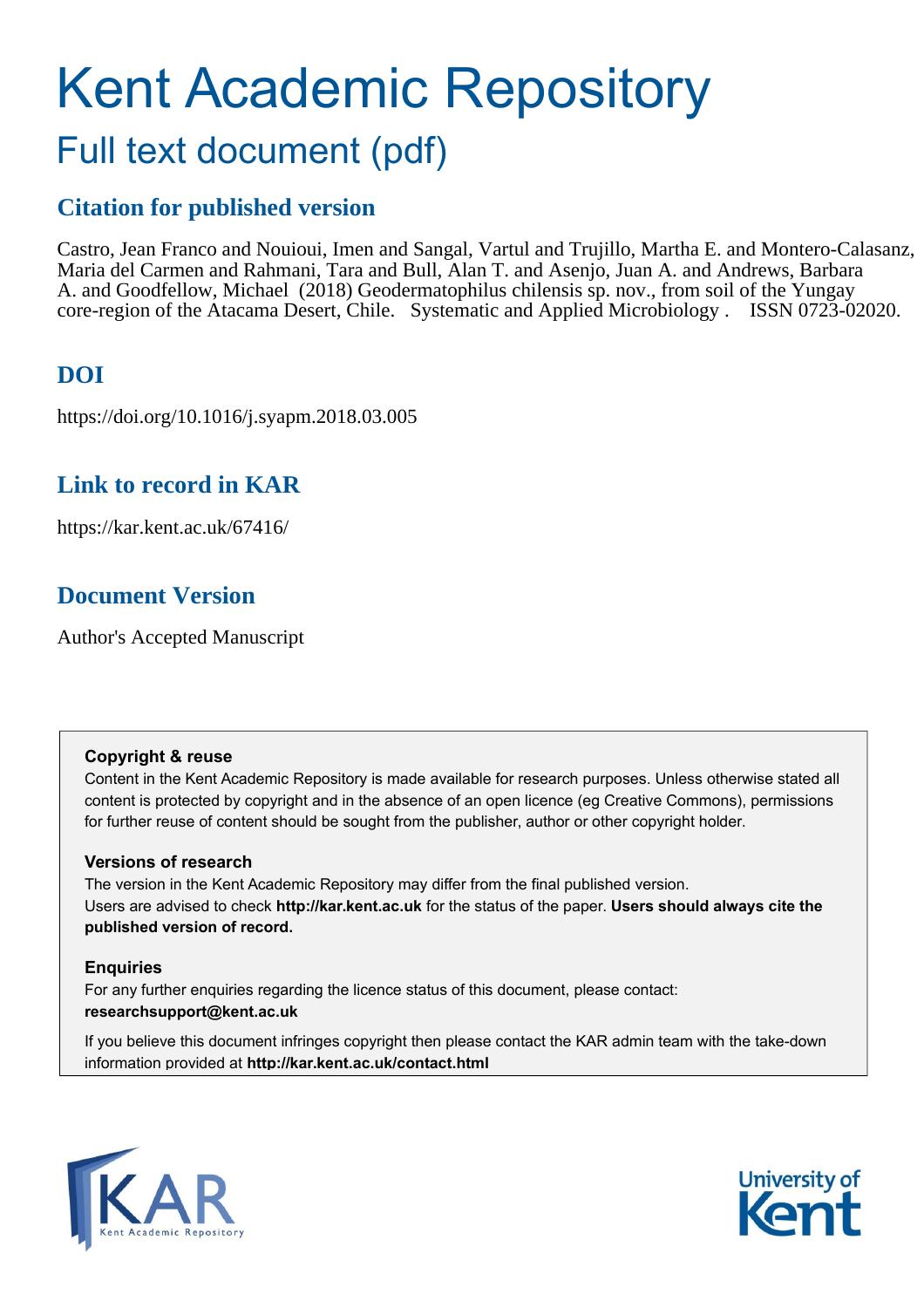# Kent Academic Repository

## Full text document (pdf)

## Citation for published version

Castro, Jean Franco and Nouioui, Imen and Sangal, Vartul and Trujillo, Martha E. and Montero-Calasanz, Maria del Carmen and Rahmani, Tara and Bull, Alan T. and Asenjo, Juan A. and Andrews, Barbara A. and Goodfellow, Michael (2018) Geodermatophilus chilensis sp. nov., from soil of the Yungay core-region of the Atacama Desert, Chile. Systematic and Applied Microbiology . ISSN 0723-02020.

## DOI

https://doi.org/10.1016/j.syapm.2018.03.005

## Link to record in KAR

https://kar.kent.ac.uk/67416/

## Document Version

Author's Accepted Manuscript

**Copyright & reuse**

Content in the Kent Academic Repository is made available for research purposes. Unless otherwise stated all content is protected by copyright and in the absence of an open licence (eg Creative Commons), permissions for further reuse of content should be sought from the publisher, author or other copyright holder.

**Versions of research**

The version in the Kent Academic Repository may differ from the final published version. Users are advised to check **http://kar.kent.ac.uk** for the status of the paper. **Users should always cite the published version of record.**

**Enquiries**

For any further enquiries regarding the licence status of this document, please contact: **researchsupport@kent.ac.uk**

If you believe this document infringes copyright then please contact the KAR admin team with the take-down information provided at **http://kar.kent.ac.uk/contact.html**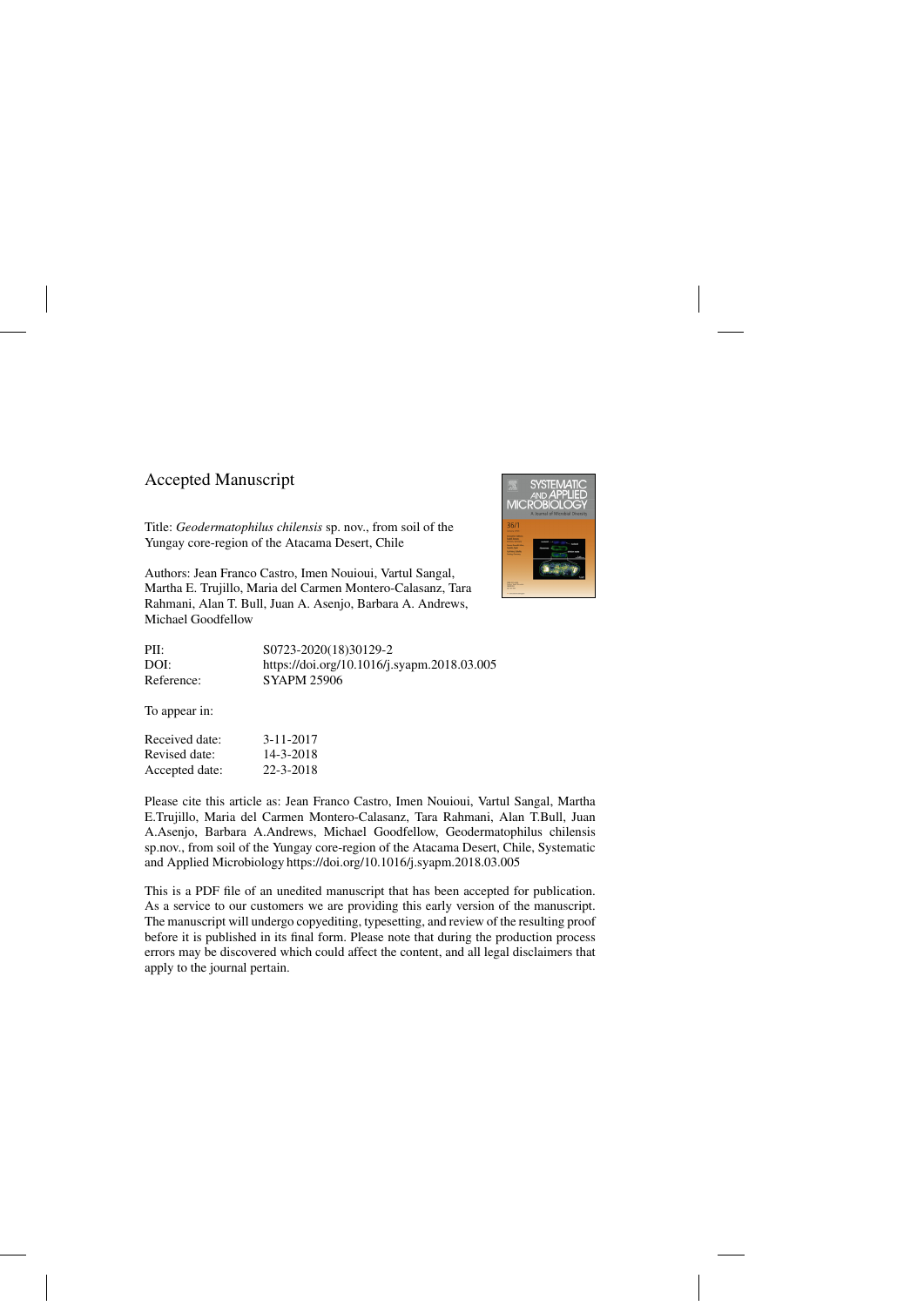## Accepted Manuscript

Title: *Geodermatophilus chilensis* sp. nov., from soil of the Yungay core-region of the Atacama Desert, Chile

Authors: Jean Franco Castro, Imen Nouioui, Vartul Sangal, Martha E. Trujillo, Maria del Carmen Montero-Calasanz, Tara Rahmani, Alan T. Bull, Juan A. Asenjo, Barbara A. Andrews, Michael Goodfellow

| | |
|---|---|
| PII: | S0723-2020(18)30129-2 |
| DOI: | https://doi.org/10.1016/j.syapm.2018.03.005 |
| Reference: | SYAPM 25906 |

To appear in:

| | |
|---|---|
| Received date: | 3-11-2017 |
| Revised date: | 14-3-2018 |
| Accepted date: | 22-3-2018 |

Please cite this article as: Jean Franco Castro, Imen Nouioui, Vartul Sangal, Martha E.Trujillo, Maria del Carmen Montero-Calasanz, Tara Rahmani, Alan T.Bull, Juan A.Asenjo, Barbara A.Andrews, Michael Goodfellow, Geodermatophilus chilensis sp.nov., from soil of the Yungay core-region of the Atacama Desert, Chile, Systematic and Applied Microbiology https://doi.org/10.1016/j.syapm.2018.03.005

This is a PDF file of an unedited manuscript that has been accepted for publication. As a service to our customers we are providing this early version of the manuscript. The manuscript will undergo copyediting, typesetting, and review of the resulting proof before it is published in its final form. Please note that during the production process errors may be discovered which could affect the content, and all legal disclaimers that apply to the journal pertain.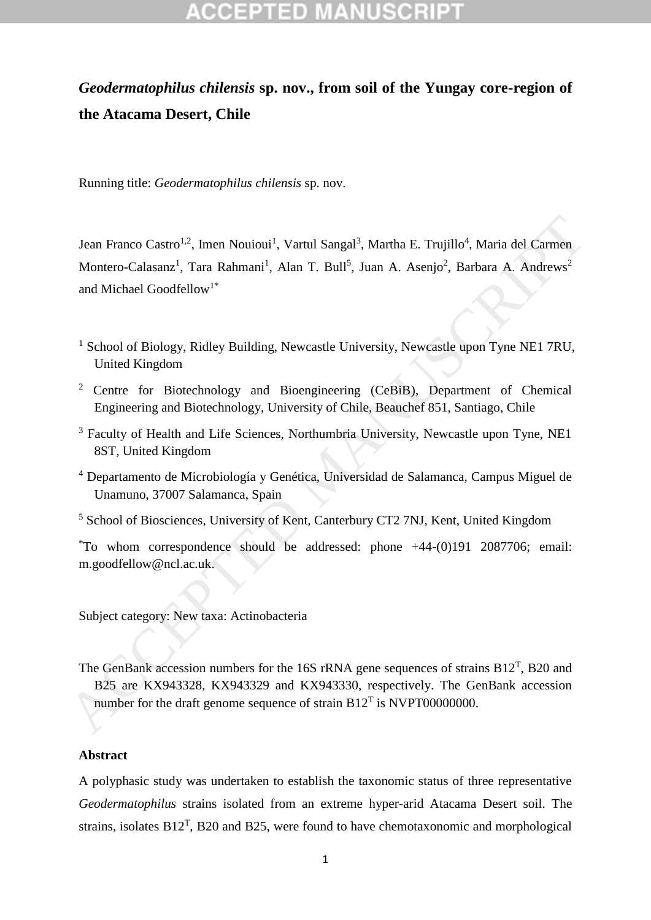# *Geodermatophilus chilensis* sp. nov., from soil of the Yungay core-region of the Atacama Desert, Chile

Running title: *Geodermatophilus chilensis* sp. nov.

Jean Franco Castro[1,2], Imen Nouioui[1], Vartul Sangal[3], Martha E. Trujillo[4], Maria del Carmen Montero-Calasanz[1], Tara Rahmani[1], Alan T. Bull[5], Juan A. Asenjo[2], Barbara A. Andrews[2] and Michael Goodfellow[1*]

[1] School of Biology, Ridley Building, Newcastle University, Newcastle upon Tyne NE1 7RU, United Kingdom

[2] Centre for Biotechnology and Bioengineering (CeBiB), Department of Chemical Engineering and Biotechnology, University of Chile, Beauchef 851, Santiago, Chile

[3] Faculty of Health and Life Sciences, Northumbria University, Newcastle upon Tyne, NE1 8ST, United Kingdom

[4] Departamento de Microbiología y Genética, Universidad de Salamanca, Campus Miguel de Unamuno, 37007 Salamanca, Spain

[5] School of Biosciences, University of Kent, Canterbury CT2 7NJ, Kent, United Kingdom

[*]To whom correspondence should be addressed: phone +44-(0)191 2087706; email: m.goodfellow@ncl.ac.uk.

Subject category: New taxa: Actinobacteria

The GenBank accession numbers for the 16S rRNA gene sequences of strains B12[T], B20 and B25 are KX943328, KX943329 and KX943330, respectively. The GenBank accession number for the draft genome sequence of strain B12[T] is NVPT00000000.

## Abstract

A polyphasic study was undertaken to establish the taxonomic status of three representative *Geodermatophilus* strains isolated from an extreme hyper-arid Atacama Desert soil. The strains, isolates B12[T], B20 and B25, were found to have chemotaxonomic and morphological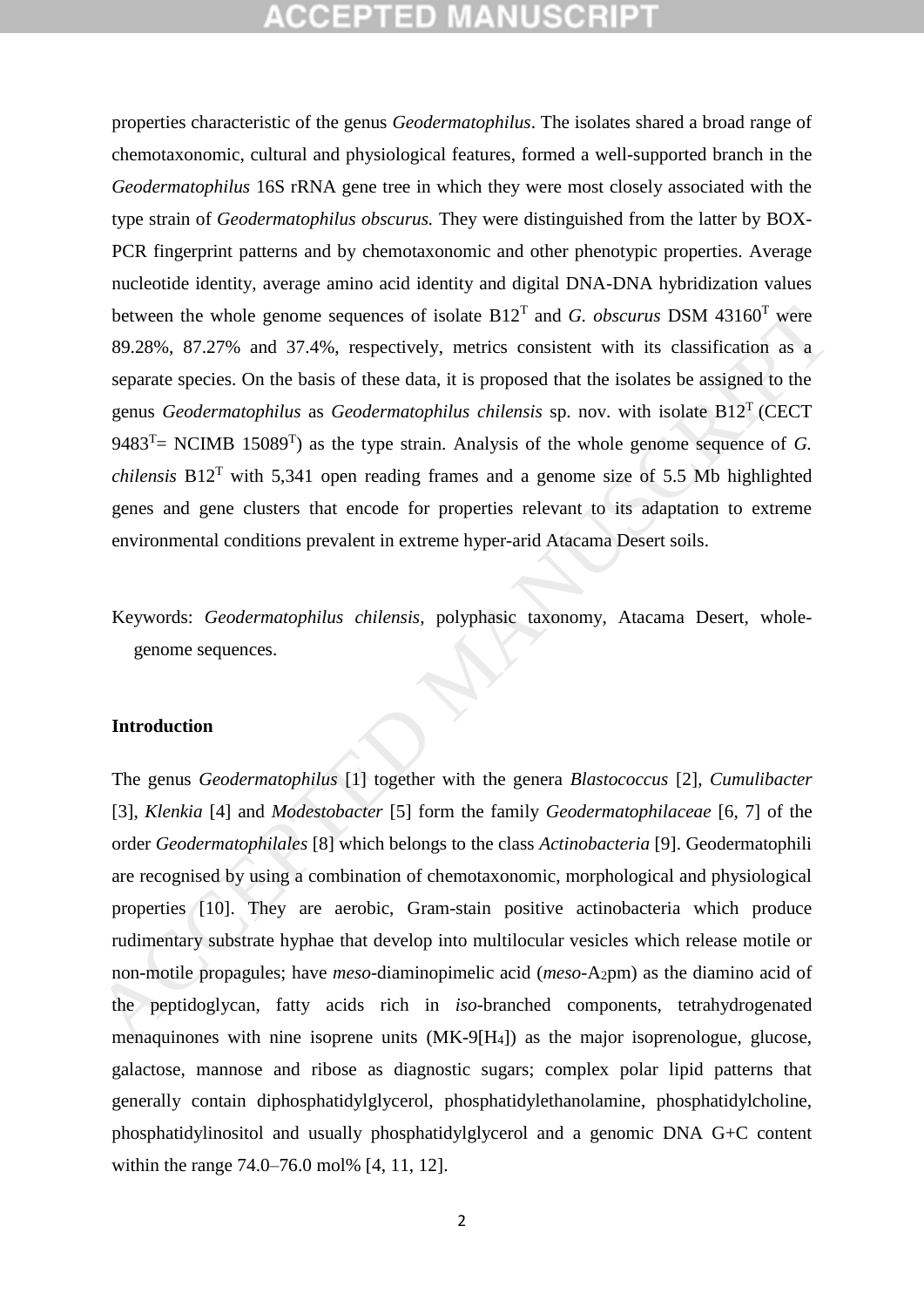properties characteristic of the genus *Geodermatophilus*. The isolates shared a broad range of chemotaxonomic, cultural and physiological features, formed a well-supported branch in the *Geodermatophilus* 16S rRNA gene tree in which they were most closely associated with the type strain of *Geodermatophilus obscurus.* They were distinguished from the latter by BOX-PCR fingerprint patterns and by chemotaxonomic and other phenotypic properties. Average nucleotide identity, average amino acid identity and digital DNA-DNA hybridization values between the whole genome sequences of isolate B12$^T$ and *G. obscurus* DSM 43160$^T$ were 89.28%, 87.27% and 37.4%, respectively, metrics consistent with its classification as a separate species. On the basis of these data, it is proposed that the isolates be assigned to the genus *Geodermatophilus* as *Geodermatophilus chilensis* sp. nov. with isolate B12$^T$ (CECT 9483$^T$= NCIMB 15089$^T$) as the type strain. Analysis of the whole genome sequence of *G. chilensis* B12$^T$ with 5,341 open reading frames and a genome size of 5.5 Mb highlighted genes and gene clusters that encode for properties relevant to its adaptation to extreme environmental conditions prevalent in extreme hyper-arid Atacama Desert soils.

Keywords: *Geodermatophilus chilensis,* polyphasic taxonomy, Atacama Desert, whole-genome sequences.

## Introduction

The genus *Geodermatophilus* [1] together with the genera *Blastococcus* [2], *Cumulibacter* [3], *Klenkia* [4] and *Modestobacter* [5] form the family *Geodermatophilaceae* [6, 7] of the order *Geodermatophilales* [8] which belongs to the class *Actinobacteria* [9]. Geodermatophili are recognised by using a combination of chemotaxonomic, morphological and physiological properties [10]. They are aerobic, Gram-stain positive actinobacteria which produce rudimentary substrate hyphae that develop into multilocular vesicles which release motile or non-motile propagules; have *meso*-diaminopimelic acid (*meso*-$A_2$pm) as the diamino acid of the peptidoglycan, fatty acids rich in *iso*-branched components, tetrahydrogenated menaquinones with nine isoprene units (MK-9[$H_4$]) as the major isoprenologue, glucose, galactose, mannose and ribose as diagnostic sugars; complex polar lipid patterns that generally contain diphosphatidylglycerol, phosphatidylethanolamine, phosphatidylcholine, phosphatidylinositol and usually phosphatidylglycerol and a genomic DNA G+C content within the range 74.0–76.0 mol% [4, 11, 12].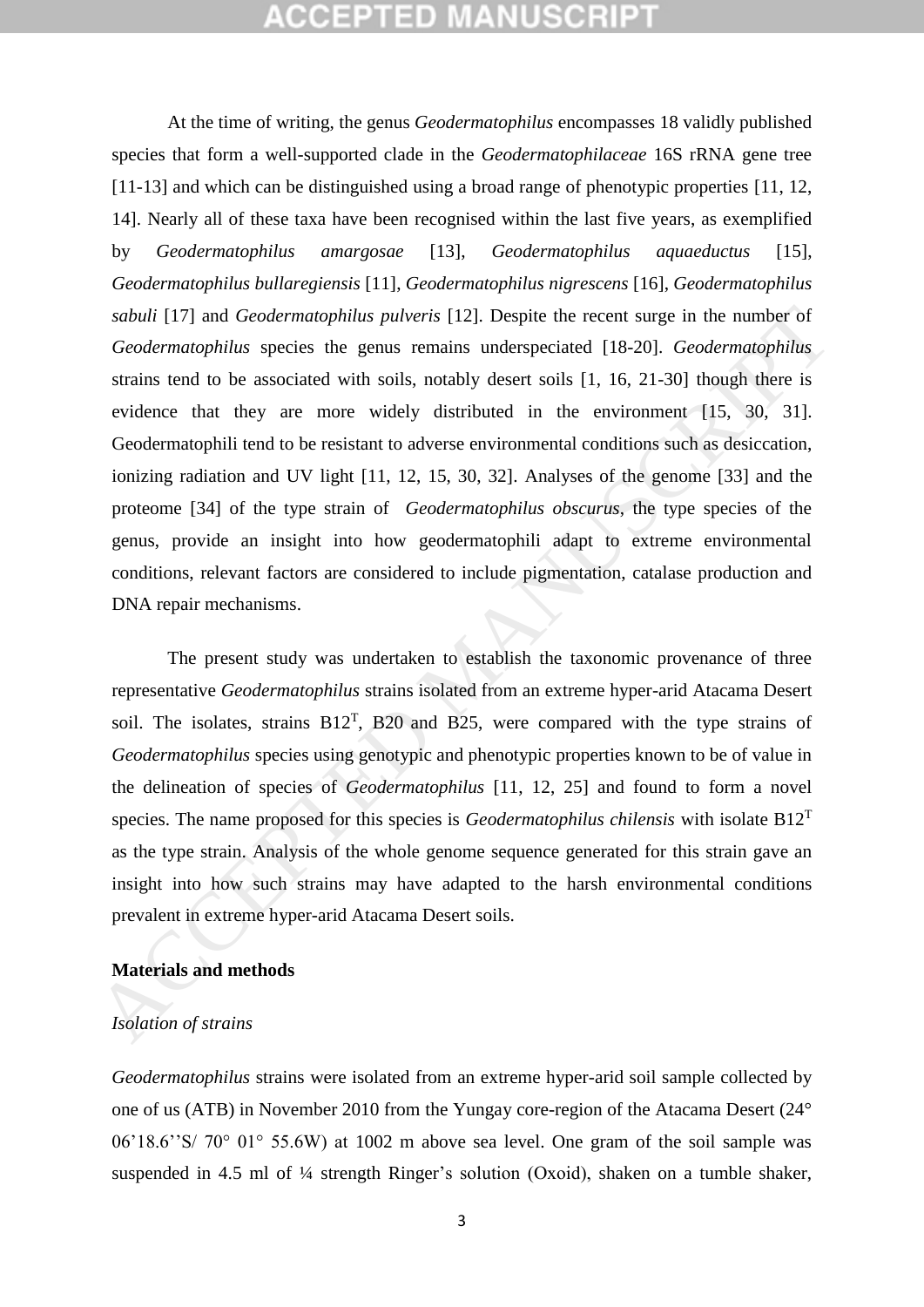At the time of writing, the genus *Geodermatophilus* encompasses 18 validly published species that form a well-supported clade in the *Geodermatophilaceae* 16S rRNA gene tree [11-13] and which can be distinguished using a broad range of phenotypic properties [11, 12, 14]. Nearly all of these taxa have been recognised within the last five years, as exemplified by *Geodermatophilus amargosae* [13], *Geodermatophilus aquaeductus* [15], *Geodermatophilus bullaregiensis* [11], *Geodermatophilus nigrescens* [16], *Geodermatophilus sabuli* [17] and *Geodermatophilus pulveris* [12]. Despite the recent surge in the number of *Geodermatophilus* species the genus remains underspeciated [18-20]. *Geodermatophilus* strains tend to be associated with soils, notably desert soils [1, 16, 21-30] though there is evidence that they are more widely distributed in the environment [15, 30, 31]. Geodermatophili tend to be resistant to adverse environmental conditions such as desiccation, ionizing radiation and UV light [11, 12, 15, 30, 32]. Analyses of the genome [33] and the proteome [34] of the type strain of *Geodermatophilus obscurus*, the type species of the genus, provide an insight into how geodermatophili adapt to extreme environmental conditions, relevant factors are considered to include pigmentation, catalase production and DNA repair mechanisms.

The present study was undertaken to establish the taxonomic provenance of three representative *Geodermatophilus* strains isolated from an extreme hyper-arid Atacama Desert soil. The isolates, strains B12$^T$, B20 and B25, were compared with the type strains of *Geodermatophilus* species using genotypic and phenotypic properties known to be of value in the delineation of species of *Geodermatophilus* [11, 12, 25] and found to form a novel species. The name proposed for this species is *Geodermatophilus chilensis* with isolate B12$^T$ as the type strain. Analysis of the whole genome sequence generated for this strain gave an insight into how such strains may have adapted to the harsh environmental conditions prevalent in extreme hyper-arid Atacama Desert soils.

## Materials and methods

### *Isolation of strains*

*Geodermatophilus* strains were isolated from an extreme hyper-arid soil sample collected by one of us (ATB) in November 2010 from the Yungay core-region of the Atacama Desert (24° 06'18.6''S/ 70° 01° 55.6W) at 1002 m above sea level. One gram of the soil sample was suspended in 4.5 ml of ¼ strength Ringer's solution (Oxoid), shaken on a tumble shaker,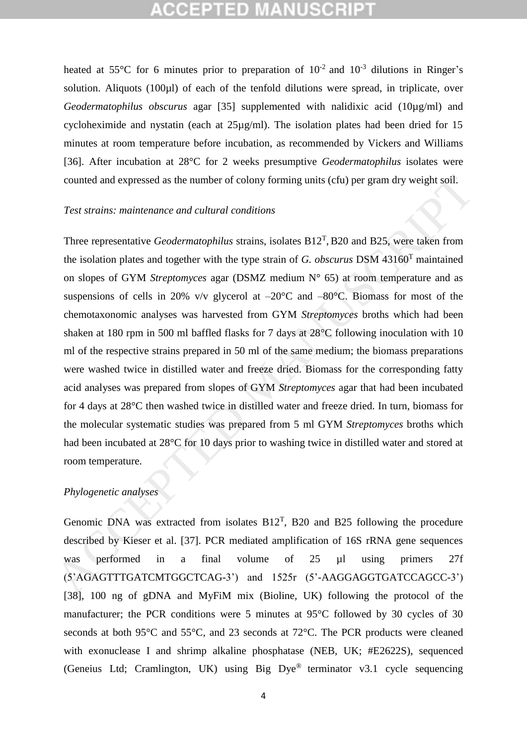heated at 55°C for 6 minutes prior to preparation of $10^{-2}$ and $10^{-3}$ dilutions in Ringer's solution. Aliquots (100µl) of each of the tenfold dilutions were spread, in triplicate, over *Geodermatophilus obscurus* agar [35] supplemented with nalidixic acid (10µg/ml) and cycloheximide and nystatin (each at 25µg/ml). The isolation plates had been dried for 15 minutes at room temperature before incubation, as recommended by Vickers and Williams [36]. After incubation at 28°C for 2 weeks presumptive *Geodermatophilus* isolates were counted and expressed as the number of colony forming units (cfu) per gram dry weight soil.

*Test strains: maintenance and cultural conditions*

Three representative *Geodermatophilus* strains, isolates $B12^T$, B20 and B25, were taken from the isolation plates and together with the type strain of *G. obscurus* DSM $43160^T$ maintained on slopes of GYM *Streptomyces* agar (DSMZ medium N° 65) at room temperature and as suspensions of cells in 20% v/v glycerol at –20°C and –80°C. Biomass for most of the chemotaxonomic analyses was harvested from GYM *Streptomyces* broths which had been shaken at 180 rpm in 500 ml baffled flasks for 7 days at 28°C following inoculation with 10 ml of the respective strains prepared in 50 ml of the same medium; the biomass preparations were washed twice in distilled water and freeze dried. Biomass for the corresponding fatty acid analyses was prepared from slopes of GYM *Streptomyces* agar that had been incubated for 4 days at 28°C then washed twice in distilled water and freeze dried. In turn, biomass for the molecular systematic studies was prepared from 5 ml GYM *Streptomyces* broths which had been incubated at 28°C for 10 days prior to washing twice in distilled water and stored at room temperature.

*Phylogenetic analyses*

Genomic DNA was extracted from isolates $B12^T$, B20 and B25 following the procedure described by Kieser et al. [37]. PCR mediated amplification of 16S rRNA gene sequences was performed in a final volume of 25 µl using primers 27f (5'AGAGTTTGATCMTGGCTCAG-3') and 1525r (5'-AAGGAGGTGATCCAGCC-3') [38], 100 ng of gDNA and MyFiM mix (Bioline, UK) following the protocol of the manufacturer; the PCR conditions were 5 minutes at 95°C followed by 30 cycles of 30 seconds at both 95°C and 55°C, and 23 seconds at 72°C. The PCR products were cleaned with exonuclease I and shrimp alkaline phosphatase (NEB, UK; #E2622S), sequenced (Geneius Ltd; Cramlington, UK) using Big Dye® terminator v3.1 cycle sequencing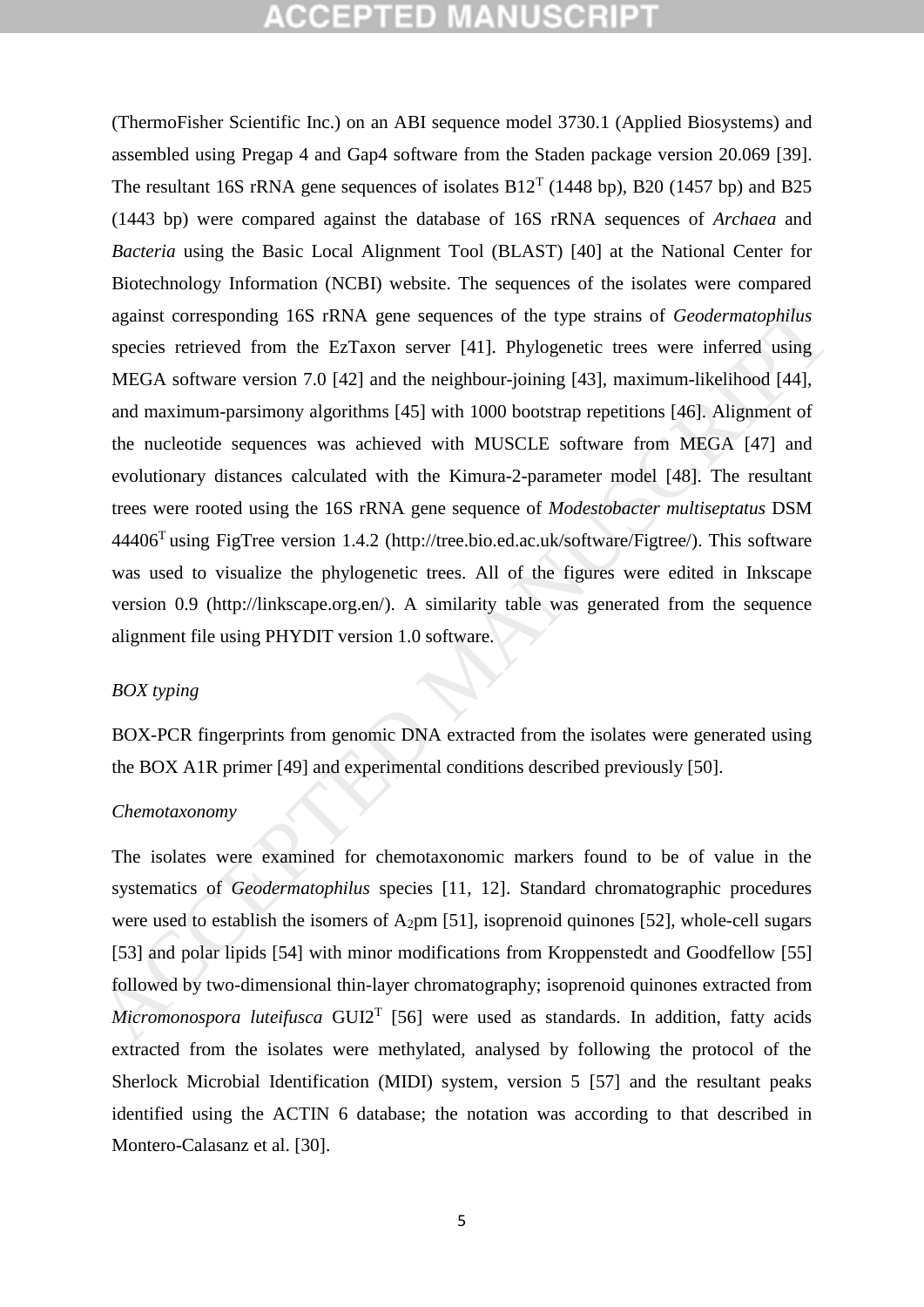(ThermoFisher Scientific Inc.) on an ABI sequence model 3730.1 (Applied Biosystems) and assembled using Pregap 4 and Gap4 software from the Staden package version 20.069 [39]. The resultant 16S rRNA gene sequences of isolates B12$^T$ (1448 bp), B20 (1457 bp) and B25 (1443 bp) were compared against the database of 16S rRNA sequences of *Archaea* and *Bacteria* using the Basic Local Alignment Tool (BLAST) [40] at the National Center for Biotechnology Information (NCBI) website. The sequences of the isolates were compared against corresponding 16S rRNA gene sequences of the type strains of *Geodermatophilus* species retrieved from the EzTaxon server [41]. Phylogenetic trees were inferred using MEGA software version 7.0 [42] and the neighbour-joining [43], maximum-likelihood [44], and maximum-parsimony algorithms [45] with 1000 bootstrap repetitions [46]. Alignment of the nucleotide sequences was achieved with MUSCLE software from MEGA [47] and evolutionary distances calculated with the Kimura-2-parameter model [48]. The resultant trees were rooted using the 16S rRNA gene sequence of *Modestobacter multiseptatus* DSM 44406$^T$ using FigTree version 1.4.2 (http://tree.bio.ed.ac.uk/software/Figtree/). This software was used to visualize the phylogenetic trees. All of the figures were edited in Inkscape version 0.9 (http://linkscape.org.en/). A similarity table was generated from the sequence alignment file using PHYDIT version 1.0 software.

*BOX typing*

BOX-PCR fingerprints from genomic DNA extracted from the isolates were generated using the BOX A1R primer [49] and experimental conditions described previously [50].

*Chemotaxonomy*

The isolates were examined for chemotaxonomic markers found to be of value in the systematics of *Geodermatophilus* species [11, 12]. Standard chromatographic procedures were used to establish the isomers of $A_2$pm [51], isoprenoid quinones [52], whole-cell sugars [53] and polar lipids [54] with minor modifications from Kroppenstedt and Goodfellow [55] followed by two-dimensional thin-layer chromatography; isoprenoid quinones extracted from *Micromonospora luteifusca* GUI2$^T$ [56] were used as standards. In addition, fatty acids extracted from the isolates were methylated, analysed by following the protocol of the Sherlock Microbial Identification (MIDI) system, version 5 [57] and the resultant peaks identified using the ACTIN 6 database; the notation was according to that described in Montero-Calasanz et al. [30].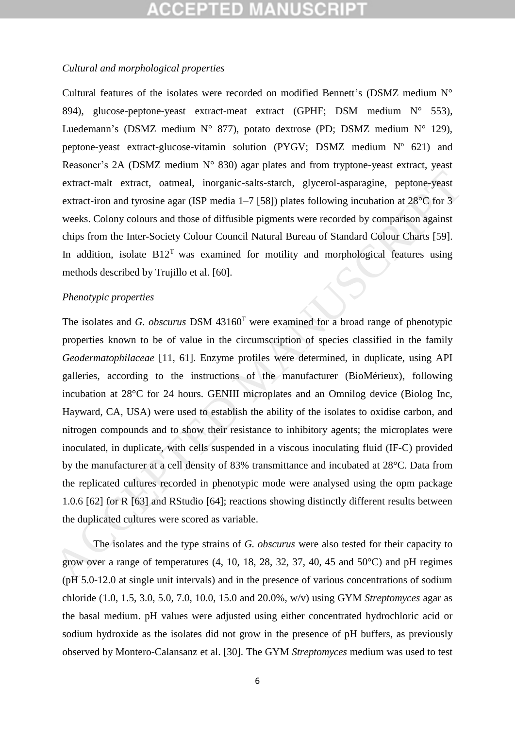*Cultural and morphological properties*

Cultural features of the isolates were recorded on modified Bennett's (DSMZ medium N° 894), glucose-peptone-yeast extract-meat extract (GPHF; DSM medium N° 553), Luedemann's (DSMZ medium N° 877), potato dextrose (PD; DSMZ medium N° 129), peptone-yeast extract-glucose-vitamin solution (PYGV; DSMZ medium Nº 621) and Reasoner's 2A (DSMZ medium N° 830) agar plates and from tryptone-yeast extract, yeast extract-malt extract, oatmeal, inorganic-salts-starch, glycerol-asparagine, peptone-yeast extract-iron and tyrosine agar (ISP media 1–7 [58]) plates following incubation at 28°C for 3 weeks. Colony colours and those of diffusible pigments were recorded by comparison against chips from the Inter-Society Colour Council Natural Bureau of Standard Colour Charts [59]. In addition, isolate B12$^{T}$ was examined for motility and morphological features using methods described by Trujillo et al. [60].

*Phenotypic properties*

The isolates and *G. obscurus* DSM 43160$^{T}$ were examined for a broad range of phenotypic properties known to be of value in the circumscription of species classified in the family *Geodermatophilaceae* [11, 61]. Enzyme profiles were determined, in duplicate, using API galleries, according to the instructions of the manufacturer (BioMérieux), following incubation at 28°C for 24 hours. GENIII microplates and an Omnilog device (Biolog Inc, Hayward, CA, USA) were used to establish the ability of the isolates to oxidise carbon, and nitrogen compounds and to show their resistance to inhibitory agents; the microplates were inoculated, in duplicate, with cells suspended in a viscous inoculating fluid (IF-C) provided by the manufacturer at a cell density of 83% transmittance and incubated at 28°C. Data from the replicated cultures recorded in phenotypic mode were analysed using the opm package 1.0.6 [62] for R [63] and RStudio [64]; reactions showing distinctly different results between the duplicated cultures were scored as variable.

The isolates and the type strains of *G. obscurus* were also tested for their capacity to grow over a range of temperatures (4, 10, 18, 28, 32, 37, 40, 45 and 50°C) and pH regimes (pH 5.0-12.0 at single unit intervals) and in the presence of various concentrations of sodium chloride (1.0, 1.5, 3.0, 5.0, 7.0, 10.0, 15.0 and 20.0%, w/v) using GYM *Streptomyces* agar as the basal medium. pH values were adjusted using either concentrated hydrochloric acid or sodium hydroxide as the isolates did not grow in the presence of pH buffers, as previously observed by Montero-Calansanz et al. [30]. The GYM *Streptomyces* medium was used to test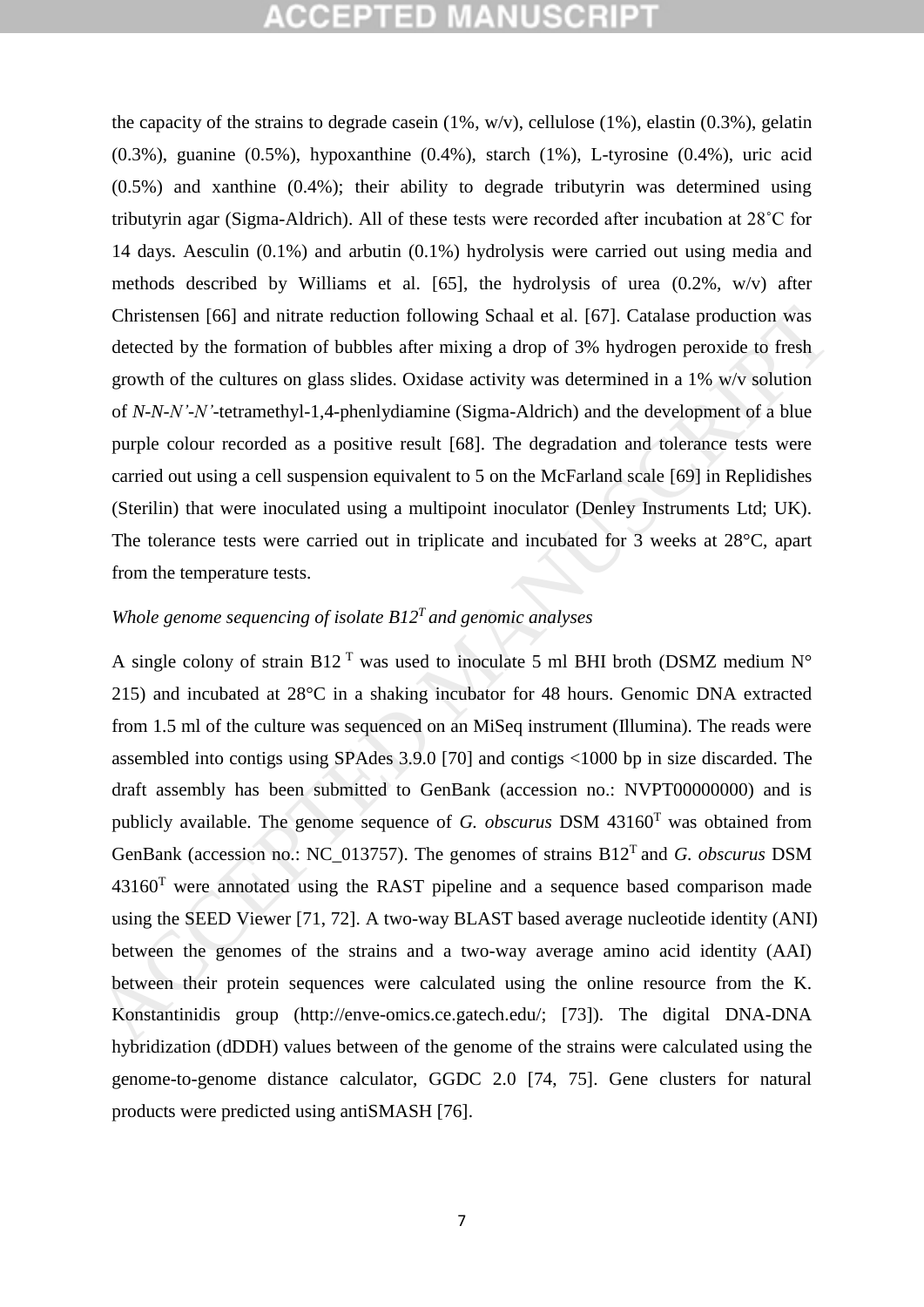the capacity of the strains to degrade casein (1%, w/v), cellulose (1%), elastin (0.3%), gelatin (0.3%), guanine (0.5%), hypoxanthine (0.4%), starch (1%), L-tyrosine (0.4%), uric acid (0.5%) and xanthine (0.4%); their ability to degrade tributyrin was determined using tributyrin agar (Sigma-Aldrich). All of these tests were recorded after incubation at 28˚C for 14 days. Aesculin (0.1%) and arbutin (0.1%) hydrolysis were carried out using media and methods described by Williams et al. [65], the hydrolysis of urea (0.2%, w/v) after Christensen [66] and nitrate reduction following Schaal et al. [67]. Catalase production was detected by the formation of bubbles after mixing a drop of 3% hydrogen peroxide to fresh growth of the cultures on glass slides. Oxidase activity was determined in a 1% w/v solution of *N-N-N'-N'*-tetramethyl-1,4-phenlydiamine (Sigma-Aldrich) and the development of a blue purple colour recorded as a positive result [68]. The degradation and tolerance tests were carried out using a cell suspension equivalent to 5 on the McFarland scale [69] in Replidishes (Sterilin) that were inoculated using a multipoint inoculator (Denley Instruments Ltd; UK). The tolerance tests were carried out in triplicate and incubated for 3 weeks at 28°C, apart from the temperature tests.

*Whole genome sequencing of isolate B12$^T$ and genomic analyses*

A single colony of strain B12$^T$ was used to inoculate 5 ml BHI broth (DSMZ medium N° 215) and incubated at 28°C in a shaking incubator for 48 hours. Genomic DNA extracted from 1.5 ml of the culture was sequenced on an MiSeq instrument (Illumina). The reads were assembled into contigs using SPAdes 3.9.0 [70] and contigs <1000 bp in size discarded. The draft assembly has been submitted to GenBank (accession no.: NVPT00000000) and is publicly available. The genome sequence of *G. obscurus* DSM 43160$^T$ was obtained from GenBank (accession no.: NC_013757). The genomes of strains B12$^T$ and *G. obscurus* DSM 43160$^T$ were annotated using the RAST pipeline and a sequence based comparison made using the SEED Viewer [71, 72]. A two-way BLAST based average nucleotide identity (ANI) between the genomes of the strains and a two-way average amino acid identity (AAI) between their protein sequences were calculated using the online resource from the K. Konstantinidis group (http://enve-omics.ce.gatech.edu/; [73]). The digital DNA-DNA hybridization (dDDH) values between of the genome of the strains were calculated using the genome-to-genome distance calculator, GGDC 2.0 [74, 75]. Gene clusters for natural products were predicted using antiSMASH [76].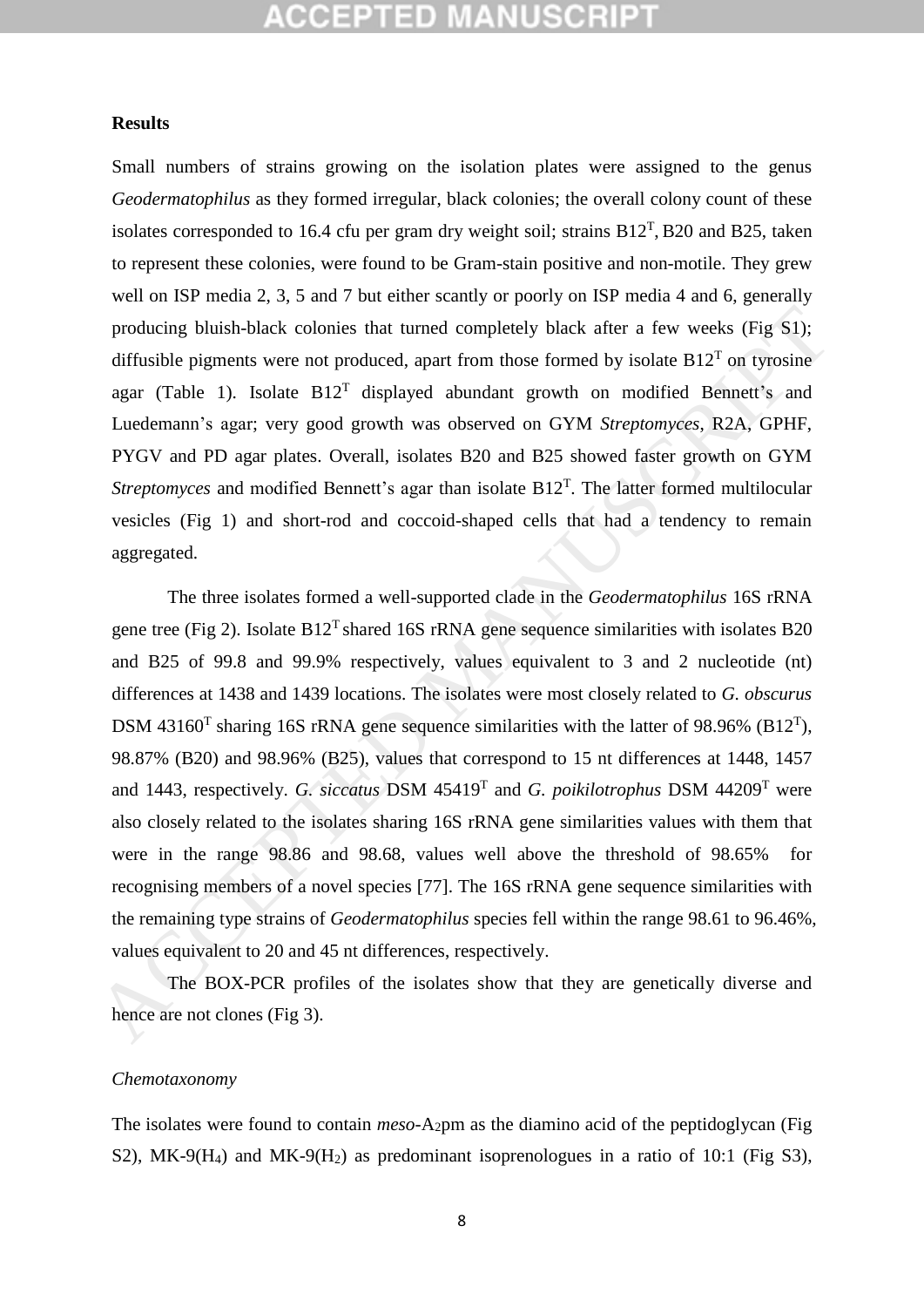**Results**

Small numbers of strains growing on the isolation plates were assigned to the genus *Geodermatophilus* as they formed irregular, black colonies; the overall colony count of these isolates corresponded to 16.4 cfu per gram dry weight soil; strains B12$^T$, B20 and B25, taken to represent these colonies, were found to be Gram-stain positive and non-motile. They grew well on ISP media 2, 3, 5 and 7 but either scantly or poorly on ISP media 4 and 6, generally producing bluish-black colonies that turned completely black after a few weeks (Fig S1); diffusible pigments were not produced, apart from those formed by isolate B12$^T$ on tyrosine agar (Table 1). Isolate B12$^T$ displayed abundant growth on modified Bennett's and Luedemann's agar; very good growth was observed on GYM *Streptomyces*, R2A, GPHF, PYGV and PD agar plates. Overall, isolates B20 and B25 showed faster growth on GYM *Streptomyces* and modified Bennett's agar than isolate B12$^T$. The latter formed multilocular vesicles (Fig 1) and short-rod and coccoid-shaped cells that had a tendency to remain aggregated.

The three isolates formed a well-supported clade in the *Geodermatophilus* 16S rRNA gene tree (Fig 2). Isolate B12$^T$ shared 16S rRNA gene sequence similarities with isolates B20 and B25 of 99.8 and 99.9% respectively, values equivalent to 3 and 2 nucleotide (nt) differences at 1438 and 1439 locations. The isolates were most closely related to *G. obscurus* DSM 43160$^T$ sharing 16S rRNA gene sequence similarities with the latter of 98.96% (B12$^T$), 98.87% (B20) and 98.96% (B25), values that correspond to 15 nt differences at 1448, 1457 and 1443, respectively. *G. siccatus* DSM 45419$^T$ and *G. poikilotrophus* DSM 44209$^T$ were also closely related to the isolates sharing 16S rRNA gene similarities values with them that were in the range 98.86 and 98.68, values well above the threshold of 98.65% for recognising members of a novel species [77]. The 16S rRNA gene sequence similarities with the remaining type strains of *Geodermatophilus* species fell within the range 98.61 to 96.46%, values equivalent to 20 and 45 nt differences, respectively.

The BOX-PCR profiles of the isolates show that they are genetically diverse and hence are not clones (Fig 3).

*Chemotaxonomy*

The isolates were found to contain *meso*-$A_2$pm as the diamino acid of the peptidoglycan (Fig S2), MK-9($H_4$) and MK-9($H_2$) as predominant isoprenologues in a ratio of 10:1 (Fig S3),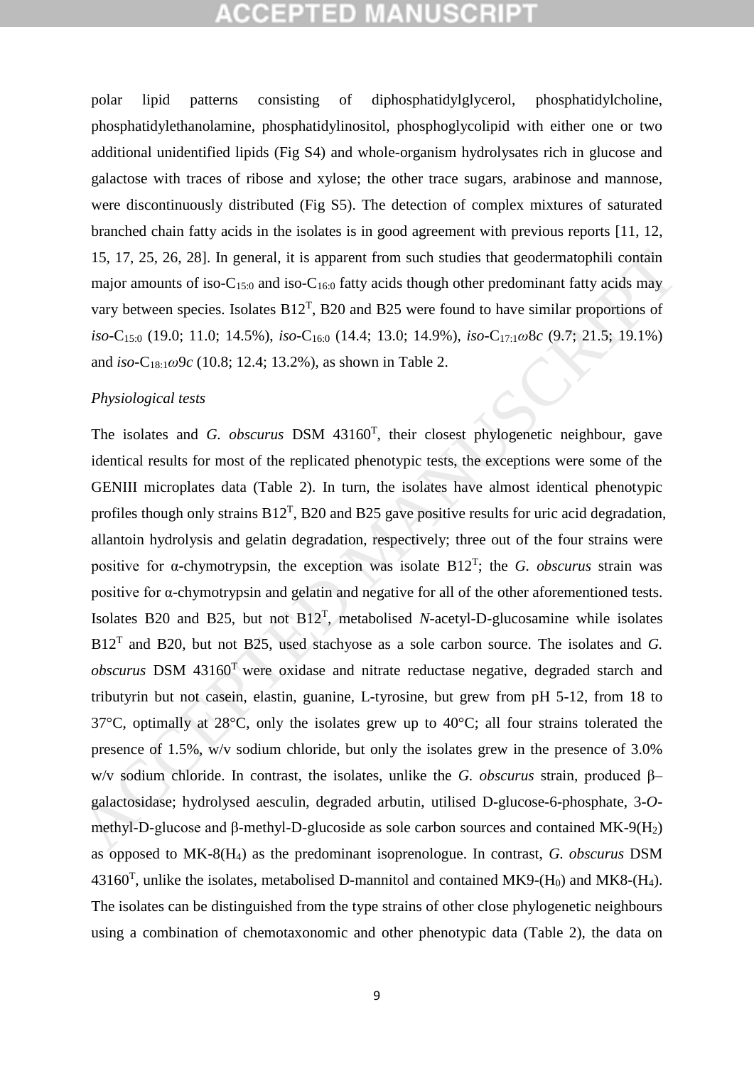polar lipid patterns consisting of diphosphatidylglycerol, phosphatidylcholine, phosphatidylethanolamine, phosphatidylinositol, phosphoglycolipid with either one or two additional unidentified lipids (Fig S4) and whole-organism hydrolysates rich in glucose and galactose with traces of ribose and xylose; the other trace sugars, arabinose and mannose, were discontinuously distributed (Fig S5). The detection of complex mixtures of saturated branched chain fatty acids in the isolates is in good agreement with previous reports [11, 12, 15, 17, 25, 26, 28]. In general, it is apparent from such studies that geodermatophili contain major amounts of iso-$C_{15:0}$ and iso-$C_{16:0}$ fatty acids though other predominant fatty acids may vary between species. Isolates B12$^T$, B20 and B25 were found to have similar proportions of *iso*-$C_{15:0}$ (19.0; 11.0; 14.5%), *iso*-$C_{16:0}$ (14.4; 13.0; 14.9%), *iso*-$C_{17:1}\omega 8c$ (9.7; 21.5; 19.1%) and *iso*-$C_{18:1}\omega 9c$ (10.8; 12.4; 13.2%), as shown in Table 2.

*Physiological tests*

The isolates and *G. obscurus* DSM 43160$^T$, their closest phylogenetic neighbour, gave identical results for most of the replicated phenotypic tests, the exceptions were some of the GENIII microplates data (Table 2). In turn, the isolates have almost identical phenotypic profiles though only strains B12$^T$, B20 and B25 gave positive results for uric acid degradation, allantoin hydrolysis and gelatin degradation, respectively; three out of the four strains were positive for α-chymotrypsin, the exception was isolate B12$^T$; the *G. obscurus* strain was positive for α-chymotrypsin and gelatin and negative for all of the other aforementioned tests. Isolates B20 and B25, but not B12$^T$, metabolised *N*-acetyl-D-glucosamine while isolates B12$^T$ and B20, but not B25, used stachyose as a sole carbon source. The isolates and *G. obscurus* DSM 43160$^T$ were oxidase and nitrate reductase negative, degraded starch and tributyrin but not casein, elastin, guanine, L-tyrosine, but grew from pH 5-12, from 18 to 37°C, optimally at 28°C, only the isolates grew up to 40°C; all four strains tolerated the presence of 1.5%, w/v sodium chloride, but only the isolates grew in the presence of 3.0% w/v sodium chloride. In contrast, the isolates, unlike the *G. obscurus* strain, produced β–galactosidase; hydrolysed aesculin, degraded arbutin, utilised D-glucose-6-phosphate, 3-*O*-methyl-D-glucose and β-methyl-D-glucoside as sole carbon sources and contained MK-9($H_2$) as opposed to MK-8($H_4$) as the predominant isoprenologue. In contrast, *G. obscurus* DSM 43160$^T$, unlike the isolates, metabolised D-mannitol and contained MK9-($H_0$) and MK8-($H_4$). The isolates can be distinguished from the type strains of other close phylogenetic neighbours using a combination of chemotaxonomic and other phenotypic data (Table 2), the data on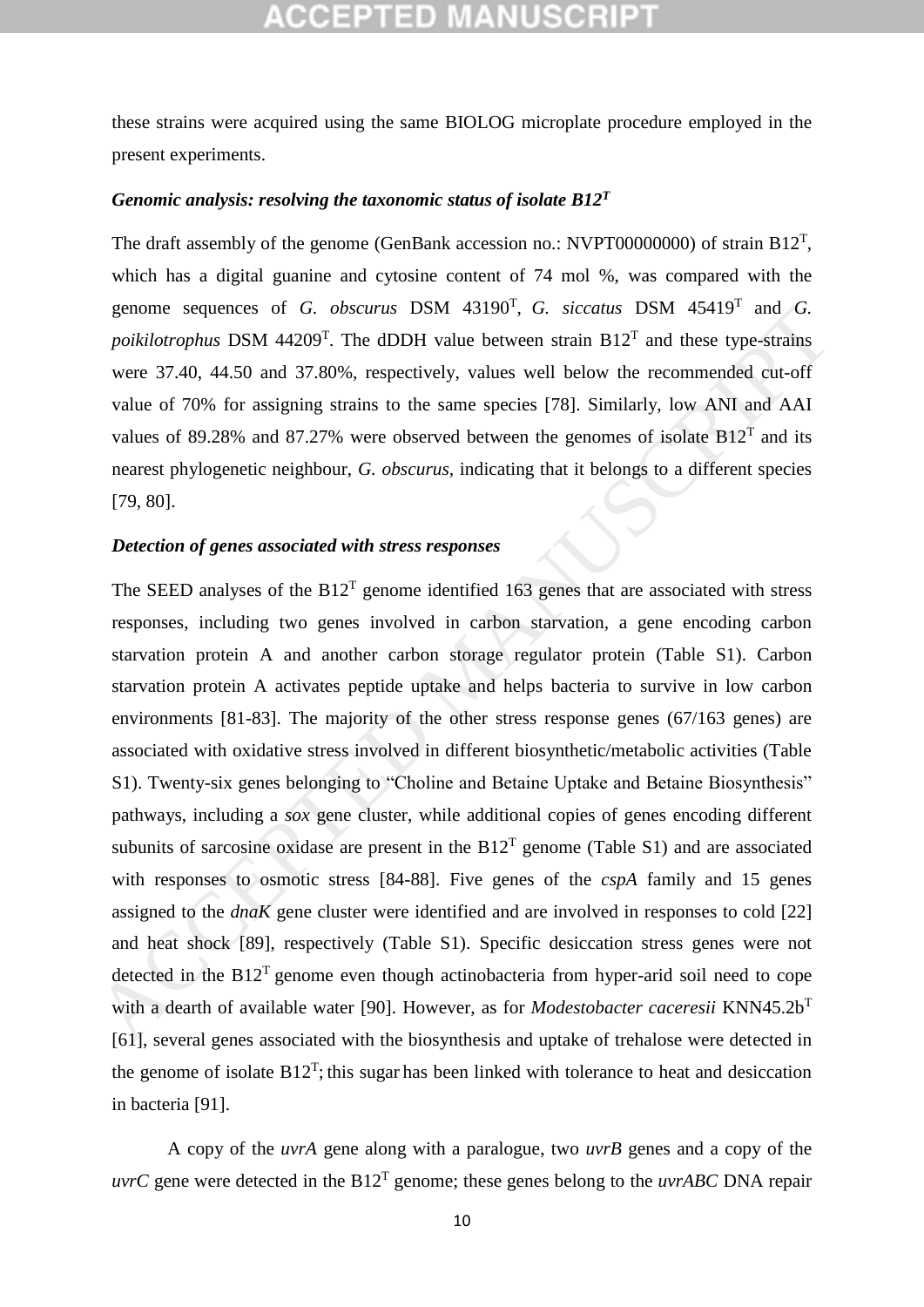these strains were acquired using the same BIOLOG microplate procedure employed in the present experiments.

***Genomic analysis: resolving the taxonomic status of isolate B12$^T$***

The draft assembly of the genome (GenBank accession no.: NVPT00000000) of strain B12$^T$, which has a digital guanine and cytosine content of 74 mol %, was compared with the genome sequences of *G. obscurus* DSM 43190$^T$, *G. siccatus* DSM 45419$^T$ and *G. poikilotrophus* DSM 44209$^T$. The dDDH value between strain B12$^T$ and these type-strains were 37.40, 44.50 and 37.80%, respectively, values well below the recommended cut-off value of 70% for assigning strains to the same species [78]. Similarly, low ANI and AAI values of 89.28% and 87.27% were observed between the genomes of isolate B12$^T$ and its nearest phylogenetic neighbour, *G. obscurus*, indicating that it belongs to a different species [79, 80].

***Detection of genes associated with stress responses***

The SEED analyses of the B12$^T$ genome identified 163 genes that are associated with stress responses, including two genes involved in carbon starvation, a gene encoding carbon starvation protein A and another carbon storage regulator protein (Table S1). Carbon starvation protein A activates peptide uptake and helps bacteria to survive in low carbon environments [81-83]. The majority of the other stress response genes (67/163 genes) are associated with oxidative stress involved in different biosynthetic/metabolic activities (Table S1). Twenty-six genes belonging to "Choline and Betaine Uptake and Betaine Biosynthesis" pathways, including a *sox* gene cluster, while additional copies of genes encoding different subunits of sarcosine oxidase are present in the B12$^T$ genome (Table S1) and are associated with responses to osmotic stress [84-88]. Five genes of the *cspA* family and 15 genes assigned to the *dnaK* gene cluster were identified and are involved in responses to cold [22] and heat shock [89], respectively (Table S1). Specific desiccation stress genes were not detected in the B12$^T$ genome even though actinobacteria from hyper-arid soil need to cope with a dearth of available water [90]. However, as for *Modestobacter caceresii* KNN45.2b$^T$ [61], several genes associated with the biosynthesis and uptake of trehalose were detected in the genome of isolate B12$^T$; this sugar has been linked with tolerance to heat and desiccation in bacteria [91].

A copy of the *uvrA* gene along with a paralogue, two *uvrB* genes and a copy of the *uvrC* gene were detected in the B12$^T$ genome; these genes belong to the *uvrABC* DNA repair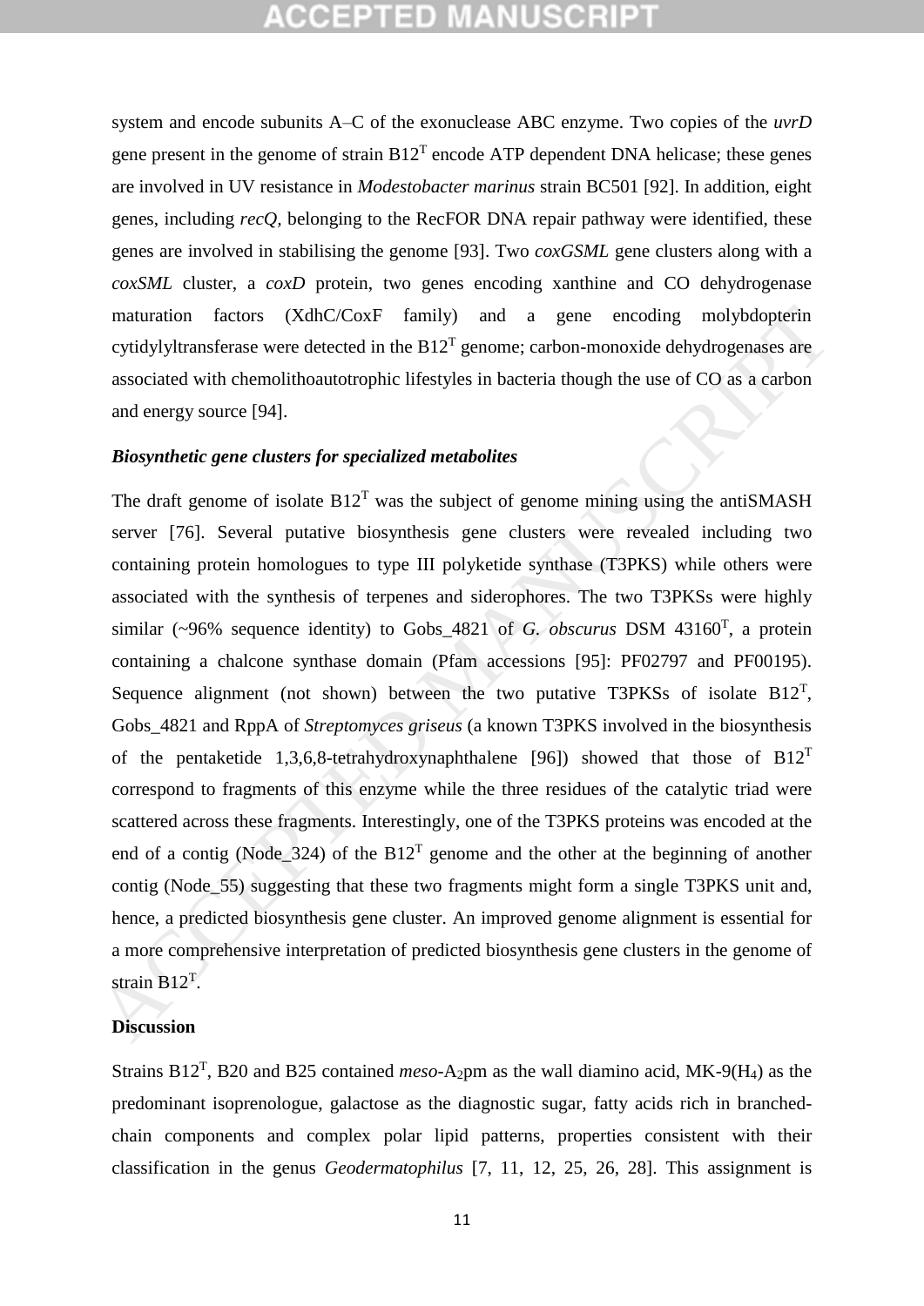system and encode subunits A–C of the exonuclease ABC enzyme. Two copies of the *uvrD* gene present in the genome of strain B12$^T$ encode ATP dependent DNA helicase; these genes are involved in UV resistance in *Modestobacter marinus* strain BC501 [92]. In addition, eight genes, including *recQ*, belonging to the RecFOR DNA repair pathway were identified, these genes are involved in stabilising the genome [93]. Two *coxGSML* gene clusters along with a *coxSML* cluster, a *coxD* protein, two genes encoding xanthine and CO dehydrogenase maturation factors (XdhC/CoxF family) and a gene encoding molybdopterin cytidylyltransferase were detected in the B12$^T$ genome; carbon-monoxide dehydrogenases are associated with chemolithoautotrophic lifestyles in bacteria though the use of CO as a carbon and energy source [94].

***Biosynthetic gene clusters for specialized metabolites***

The draft genome of isolate B12$^T$ was the subject of genome mining using the antiSMASH server [76]. Several putative biosynthesis gene clusters were revealed including two containing protein homologues to type III polyketide synthase (T3PKS) while others were associated with the synthesis of terpenes and siderophores. The two T3PKSs were highly similar (~96% sequence identity) to Gobs_4821 of *G. obscurus* DSM 43160$^T$, a protein containing a chalcone synthase domain (Pfam accessions [95]: PF02797 and PF00195). Sequence alignment (not shown) between the two putative T3PKSs of isolate B12$^T$, Gobs_4821 and RppA of *Streptomyces griseus* (a known T3PKS involved in the biosynthesis of the pentaketide 1,3,6,8-tetrahydroxynaphthalene [96]) showed that those of B12$^T$ correspond to fragments of this enzyme while the three residues of the catalytic triad were scattered across these fragments. Interestingly, one of the T3PKS proteins was encoded at the end of a contig (Node_324) of the B12$^T$ genome and the other at the beginning of another contig (Node_55) suggesting that these two fragments might form a single T3PKS unit and, hence, a predicted biosynthesis gene cluster. An improved genome alignment is essential for a more comprehensive interpretation of predicted biosynthesis gene clusters in the genome of strain B12$^T$.

**Discussion**

Strains B12$^T$, B20 and B25 contained *meso*-$A_2$pm as the wall diamino acid, MK-9($H_4$) as the predominant isoprenologue, galactose as the diagnostic sugar, fatty acids rich in branched-chain components and complex polar lipid patterns, properties consistent with their classification in the genus *Geodermatophilus* [7, 11, 12, 25, 26, 28]. This assignment is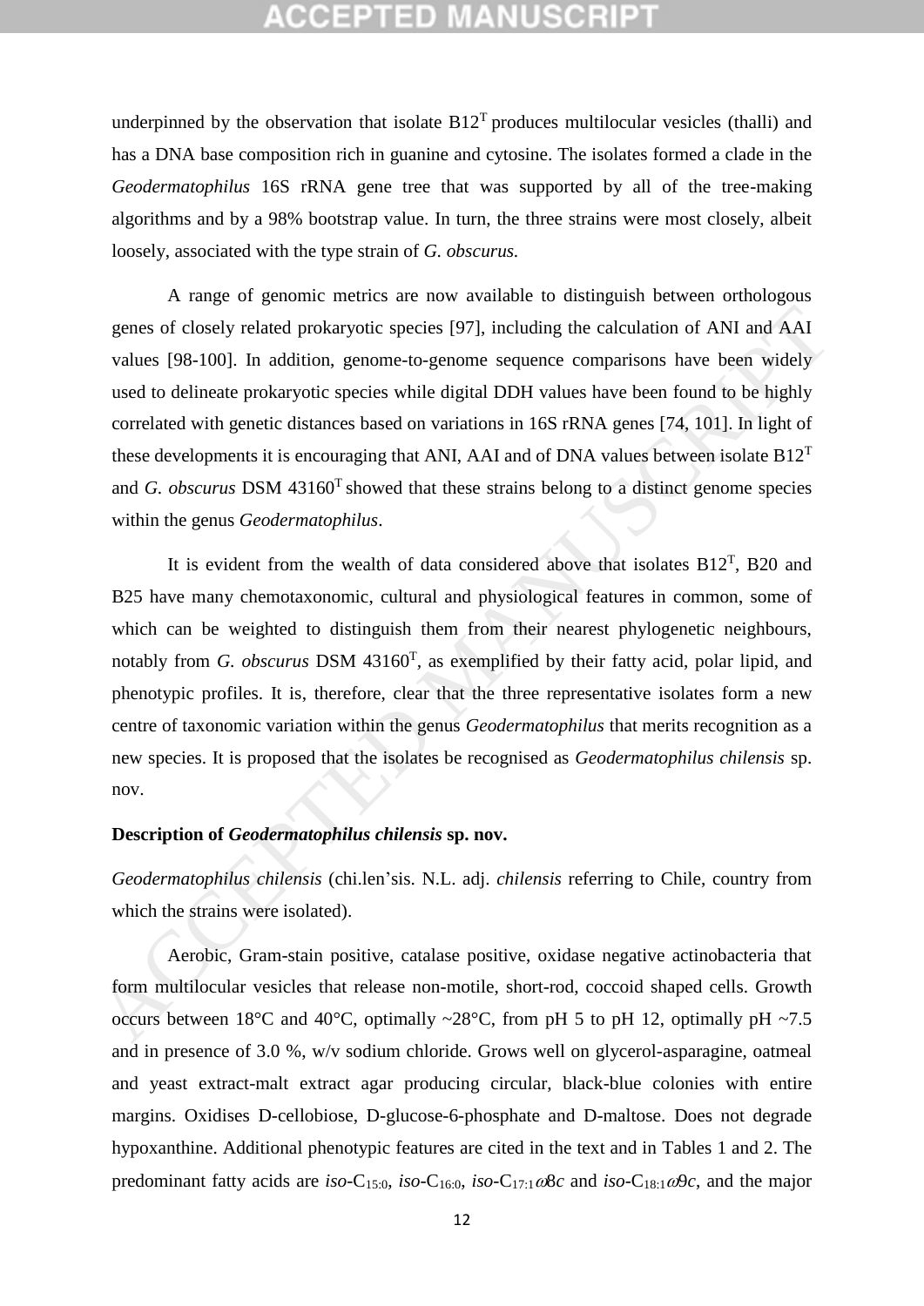underpinned by the observation that isolate B12$^T$ produces multilocular vesicles (thalli) and has a DNA base composition rich in guanine and cytosine. The isolates formed a clade in the *Geodermatophilus* 16S rRNA gene tree that was supported by all of the tree-making algorithms and by a 98% bootstrap value. In turn, the three strains were most closely, albeit loosely, associated with the type strain of *G. obscurus.*

A range of genomic metrics are now available to distinguish between orthologous genes of closely related prokaryotic species [97], including the calculation of ANI and AAI values [98-100]. In addition, genome-to-genome sequence comparisons have been widely used to delineate prokaryotic species while digital DDH values have been found to be highly correlated with genetic distances based on variations in 16S rRNA genes [74, 101]. In light of these developments it is encouraging that ANI, AAI and of DNA values between isolate B12$^T$ and *G. obscurus* DSM 43160$^T$ showed that these strains belong to a distinct genome species within the genus *Geodermatophilus*.

It is evident from the wealth of data considered above that isolates B12$^T$, B20 and B25 have many chemotaxonomic, cultural and physiological features in common, some of which can be weighted to distinguish them from their nearest phylogenetic neighbours, notably from *G. obscurus* DSM 43160$^T$, as exemplified by their fatty acid, polar lipid, and phenotypic profiles. It is, therefore, clear that the three representative isolates form a new centre of taxonomic variation within the genus *Geodermatophilus* that merits recognition as a new species. It is proposed that the isolates be recognised as *Geodermatophilus chilensis* sp. nov.

**Description of *Geodermatophilus chilensis* sp. nov.**

*Geodermatophilus chilensis* (chi.len'sis. N.L. adj. *chilensis* referring to Chile, country from which the strains were isolated).

Aerobic, Gram-stain positive, catalase positive, oxidase negative actinobacteria that form multilocular vesicles that release non-motile, short-rod, coccoid shaped cells. Growth occurs between 18°C and 40°C, optimally ~28°C, from pH 5 to pH 12, optimally pH ~7.5 and in presence of 3.0 %, w/v sodium chloride. Grows well on glycerol-asparagine, oatmeal and yeast extract-malt extract agar producing circular, black-blue colonies with entire margins. Oxidises D-cellobiose, D-glucose-6-phosphate and D-maltose. Does not degrade hypoxanthine. Additional phenotypic features are cited in the text and in Tables 1 and 2. The predominant fatty acids are *iso*-$C_{15:0}$, *iso*-$C_{16:0}$, *iso*-$C_{17:1}\omega 8c$ and *iso*-$C_{18:1}\omega 9c$, and the major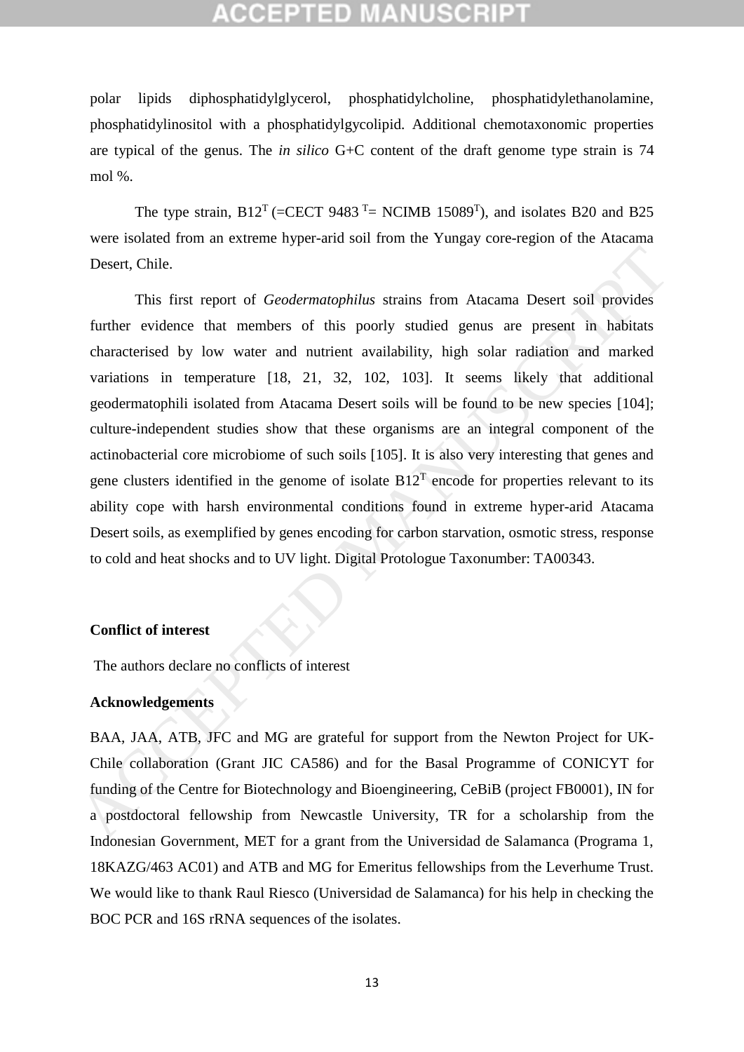polar lipids diphosphatidylglycerol, phosphatidylcholine, phosphatidylethanolamine, phosphatidylinositol with a phosphatidylgycolipid. Additional chemotaxonomic properties are typical of the genus. The *in silico* G+C content of the draft genome type strain is 74 mol %.

The type strain, B12$^T$ (=CECT 9483 $^T$= NCIMB 15089$^T$), and isolates B20 and B25 were isolated from an extreme hyper-arid soil from the Yungay core-region of the Atacama Desert, Chile.

This first report of *Geodermatophilus* strains from Atacama Desert soil provides further evidence that members of this poorly studied genus are present in habitats characterised by low water and nutrient availability, high solar radiation and marked variations in temperature [18, 21, 32, 102, 103]. It seems likely that additional geodermatophili isolated from Atacama Desert soils will be found to be new species [104]; culture-independent studies show that these organisms are an integral component of the actinobacterial core microbiome of such soils [105]. It is also very interesting that genes and gene clusters identified in the genome of isolate B12$^T$ encode for properties relevant to its ability cope with harsh environmental conditions found in extreme hyper-arid Atacama Desert soils, as exemplified by genes encoding for carbon starvation, osmotic stress, response to cold and heat shocks and to UV light. Digital Protologue Taxonumber: TA00343.

**Conflict of interest**

The authors declare no conflicts of interest

**Acknowledgements**

BAA, JAA, ATB, JFC and MG are grateful for support from the Newton Project for UK-Chile collaboration (Grant JIC CA586) and for the Basal Programme of CONICYT for funding of the Centre for Biotechnology and Bioengineering, CeBiB (project FB0001), IN for a postdoctoral fellowship from Newcastle University, TR for a scholarship from the Indonesian Government, MET for a grant from the Universidad de Salamanca (Programa 1, 18KAZG/463 AC01) and ATB and MG for Emeritus fellowships from the Leverhume Trust. We would like to thank Raul Riesco (Universidad de Salamanca) for his help in checking the BOC PCR and 16S rRNA sequences of the isolates.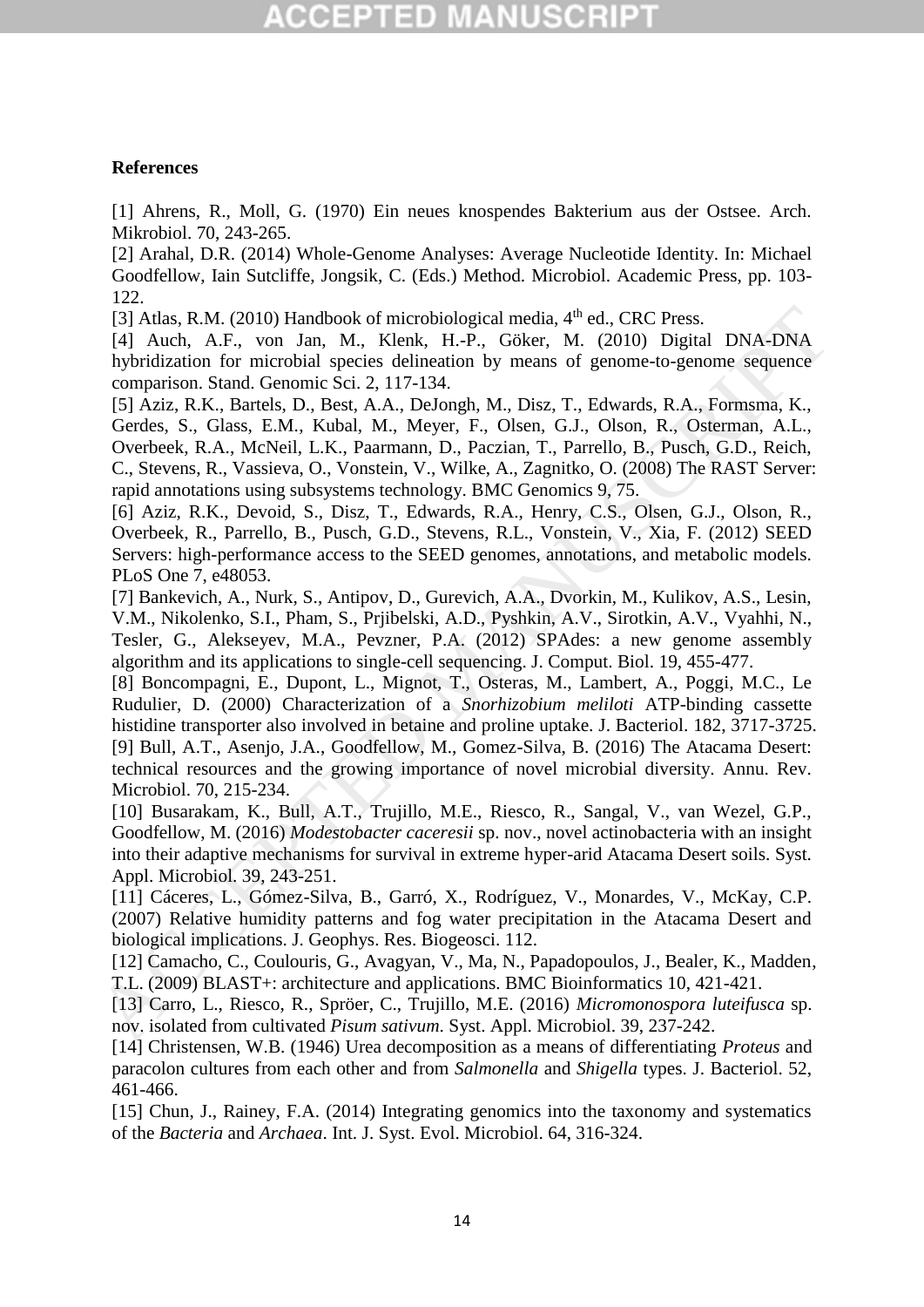## References

[1] Ahrens, R., Moll, G. (1970) Ein neues knospendes Bakterium aus der Ostsee. Arch. Mikrobiol. 70, 243-265.

[2] Arahal, D.R. (2014) Whole-Genome Analyses: Average Nucleotide Identity. In: Michael Goodfellow, Iain Sutcliffe, Jongsik, C. (Eds.) Method. Microbiol. Academic Press, pp. 103-122.

[3] Atlas, R.M. (2010) Handbook of microbiological media, 4th ed., CRC Press.

[4] Auch, A.F., von Jan, M., Klenk, H.-P., Göker, M. (2010) Digital DNA-DNA hybridization for microbial species delineation by means of genome-to-genome sequence comparison. Stand. Genomic Sci. 2, 117-134.

[5] Aziz, R.K., Bartels, D., Best, A.A., DeJongh, M., Disz, T., Edwards, R.A., Formsma, K., Gerdes, S., Glass, E.M., Kubal, M., Meyer, F., Olsen, G.J., Olson, R., Osterman, A.L., Overbeek, R.A., McNeil, L.K., Paarmann, D., Paczian, T., Parrello, B., Pusch, G.D., Reich, C., Stevens, R., Vassieva, O., Vonstein, V., Wilke, A., Zagnitko, O. (2008) The RAST Server: rapid annotations using subsystems technology. BMC Genomics 9, 75.

[6] Aziz, R.K., Devoid, S., Disz, T., Edwards, R.A., Henry, C.S., Olsen, G.J., Olson, R., Overbeek, R., Parrello, B., Pusch, G.D., Stevens, R.L., Vonstein, V., Xia, F. (2012) SEED Servers: high-performance access to the SEED genomes, annotations, and metabolic models. PLoS One 7, e48053.

[7] Bankevich, A., Nurk, S., Antipov, D., Gurevich, A.A., Dvorkin, M., Kulikov, A.S., Lesin, V.M., Nikolenko, S.I., Pham, S., Prjibelski, A.D., Pyshkin, A.V., Sirotkin, A.V., Vyahhi, N., Tesler, G., Alekseyev, M.A., Pevzner, P.A. (2012) SPAdes: a new genome assembly algorithm and its applications to single-cell sequencing. J. Comput. Biol. 19, 455-477.

[8] Boncompagni, E., Dupont, L., Mignot, T., Osteras, M., Lambert, A., Poggi, M.C., Le Rudulier, D. (2000) Characterization of a *Snorhizobium meliloti* ATP-binding cassette histidine transporter also involved in betaine and proline uptake. J. Bacteriol. 182, 3717-3725.

[9] Bull, A.T., Asenjo, J.A., Goodfellow, M., Gomez-Silva, B. (2016) The Atacama Desert: technical resources and the growing importance of novel microbial diversity. Annu. Rev. Microbiol. 70, 215-234.

[10] Busarakam, K., Bull, A.T., Trujillo, M.E., Riesco, R., Sangal, V., van Wezel, G.P., Goodfellow, M. (2016) *Modestobacter caceresii* sp. nov., novel actinobacteria with an insight into their adaptive mechanisms for survival in extreme hyper-arid Atacama Desert soils. Syst. Appl. Microbiol. 39, 243-251.

[11] Cáceres, L., Gómez-Silva, B., Garró, X., Rodríguez, V., Monardes, V., McKay, C.P. (2007) Relative humidity patterns and fog water precipitation in the Atacama Desert and biological implications. J. Geophys. Res. Biogeosci. 112.

[12] Camacho, C., Coulouris, G., Avagyan, V., Ma, N., Papadopoulos, J., Bealer, K., Madden, T.L. (2009) BLAST+: architecture and applications. BMC Bioinformatics 10, 421-421.

[13] Carro, L., Riesco, R., Spröer, C., Trujillo, M.E. (2016) *Micromonospora luteifusca* sp. nov. isolated from cultivated *Pisum sativum*. Syst. Appl. Microbiol. 39, 237-242.

[14] Christensen, W.B. (1946) Urea decomposition as a means of differentiating *Proteus* and paracolon cultures from each other and from *Salmonella* and *Shigella* types. J. Bacteriol. 52, 461-466.

[15] Chun, J., Rainey, F.A. (2014) Integrating genomics into the taxonomy and systematics of the *Bacteria* and *Archaea*. Int. J. Syst. Evol. Microbiol. 64, 316-324.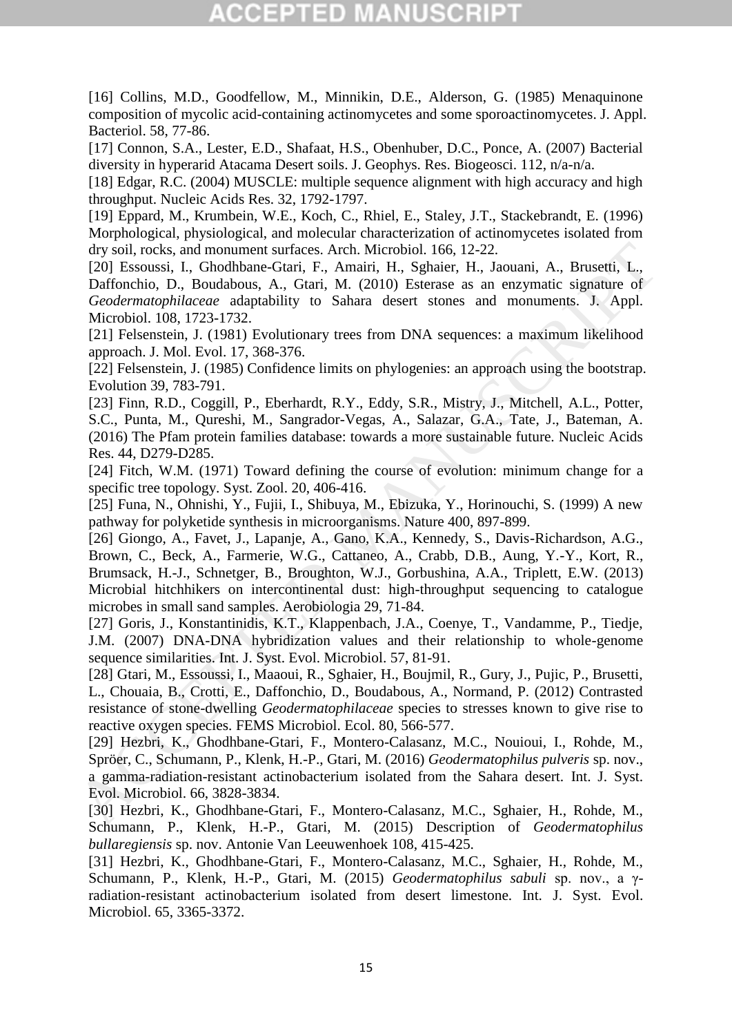[16] Collins, M.D., Goodfellow, M., Minnikin, D.E., Alderson, G. (1985) Menaquinone composition of mycolic acid-containing actinomycetes and some sporoactinomycetes. J. Appl. Bacteriol. 58, 77-86.

[17] Connon, S.A., Lester, E.D., Shafaat, H.S., Obenhuber, D.C., Ponce, A. (2007) Bacterial diversity in hyperarid Atacama Desert soils. J. Geophys. Res. Biogeosci. 112, n/a-n/a.

[18] Edgar, R.C. (2004) MUSCLE: multiple sequence alignment with high accuracy and high throughput. Nucleic Acids Res. 32, 1792-1797.

[19] Eppard, M., Krumbein, W.E., Koch, C., Rhiel, E., Staley, J.T., Stackebrandt, E. (1996) Morphological, physiological, and molecular characterization of actinomycetes isolated from dry soil, rocks, and monument surfaces. Arch. Microbiol. 166, 12-22.

[20] Essoussi, I., Ghodhbane-Gtari, F., Amairi, H., Sghaier, H., Jaouani, A., Brusetti, L., Daffonchio, D., Boudabous, A., Gtari, M. (2010) Esterase as an enzymatic signature of *Geodermatophilaceae* adaptability to Sahara desert stones and monuments. J. Appl. Microbiol. 108, 1723-1732.

[21] Felsenstein, J. (1981) Evolutionary trees from DNA sequences: a maximum likelihood approach. J. Mol. Evol. 17, 368-376.

[22] Felsenstein, J. (1985) Confidence limits on phylogenies: an approach using the bootstrap. Evolution 39, 783-791.

[23] Finn, R.D., Coggill, P., Eberhardt, R.Y., Eddy, S.R., Mistry, J., Mitchell, A.L., Potter, S.C., Punta, M., Qureshi, M., Sangrador-Vegas, A., Salazar, G.A., Tate, J., Bateman, A. (2016) The Pfam protein families database: towards a more sustainable future. Nucleic Acids Res. 44, D279-D285.

[24] Fitch, W.M. (1971) Toward defining the course of evolution: minimum change for a specific tree topology. Syst. Zool. 20, 406-416.

[25] Funa, N., Ohnishi, Y., Fujii, I., Shibuya, M., Ebizuka, Y., Horinouchi, S. (1999) A new pathway for polyketide synthesis in microorganisms. Nature 400, 897-899.

[26] Giongo, A., Favet, J., Lapanje, A., Gano, K.A., Kennedy, S., Davis-Richardson, A.G., Brown, C., Beck, A., Farmerie, W.G., Cattaneo, A., Crabb, D.B., Aung, Y.-Y., Kort, R., Brumsack, H.-J., Schnetger, B., Broughton, W.J., Gorbushina, A.A., Triplett, E.W. (2013) Microbial hitchhikers on intercontinental dust: high-throughput sequencing to catalogue microbes in small sand samples. Aerobiologia 29, 71-84.

[27] Goris, J., Konstantinidis, K.T., Klappenbach, J.A., Coenye, T., Vandamme, P., Tiedje, J.M. (2007) DNA-DNA hybridization values and their relationship to whole-genome sequence similarities. Int. J. Syst. Evol. Microbiol. 57, 81-91.

[28] Gtari, M., Essoussi, I., Maaoui, R., Sghaier, H., Boujmil, R., Gury, J., Pujic, P., Brusetti, L., Chouaia, B., Crotti, E., Daffonchio, D., Boudabous, A., Normand, P. (2012) Contrasted resistance of stone-dwelling *Geodermatophilaceae* species to stresses known to give rise to reactive oxygen species. FEMS Microbiol. Ecol. 80, 566-577.

[29] Hezbri, K., Ghodhbane-Gtari, F., Montero-Calasanz, M.C., Nouioui, I., Rohde, M., Spröer, C., Schumann, P., Klenk, H.-P., Gtari, M. (2016) *Geodermatophilus pulveris* sp. nov., a gamma-radiation-resistant actinobacterium isolated from the Sahara desert. Int. J. Syst. Evol. Microbiol. 66, 3828-3834.

[30] Hezbri, K., Ghodhbane-Gtari, F., Montero-Calasanz, M.C., Sghaier, H., Rohde, M., Schumann, P., Klenk, H.-P., Gtari, M. (2015) Description of *Geodermatophilus bullaregiensis* sp. nov. Antonie Van Leeuwenhoek 108, 415-425.

[31] Hezbri, K., Ghodhbane-Gtari, F., Montero-Calasanz, M.C., Sghaier, H., Rohde, M., Schumann, P., Klenk, H.-P., Gtari, M. (2015) *Geodermatophilus sabuli* sp. nov., a γ-radiation-resistant actinobacterium isolated from desert limestone. Int. J. Syst. Evol. Microbiol. 65, 3365-3372.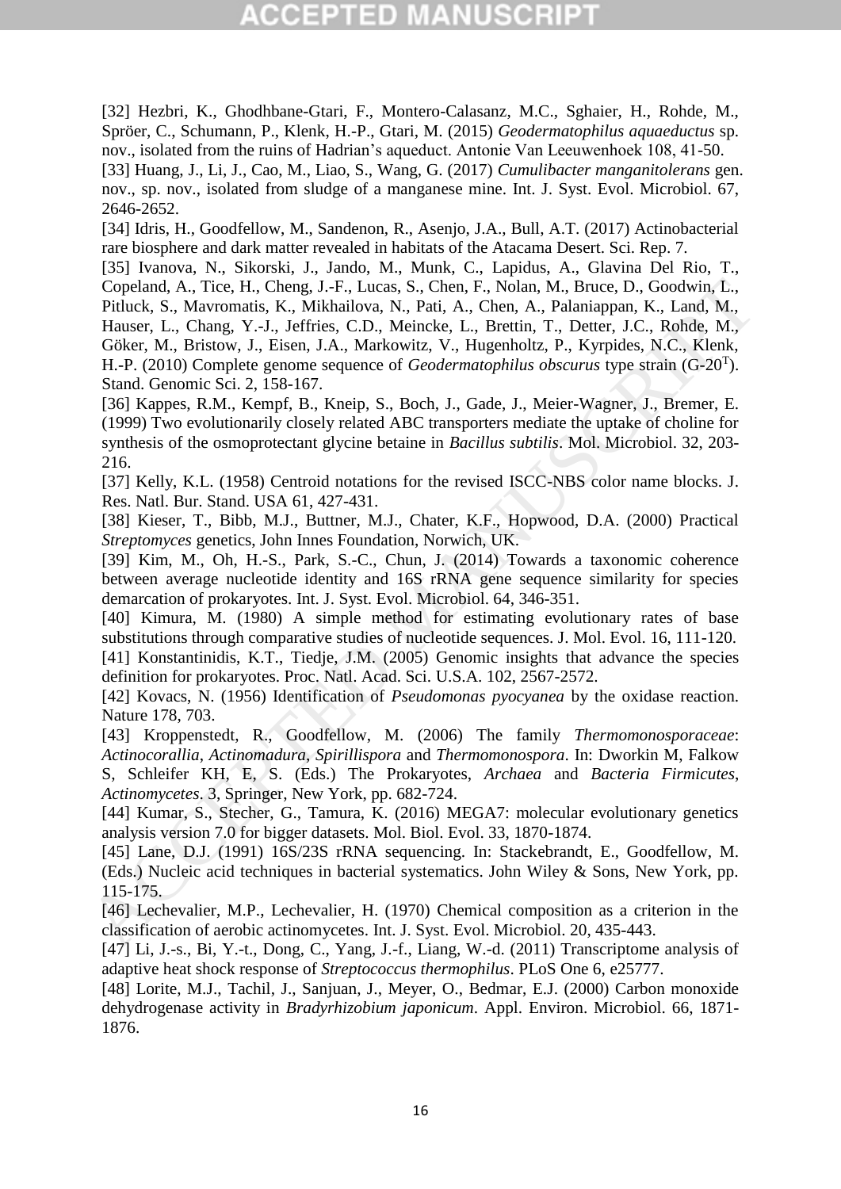[32] Hezbri, K., Ghodhbane-Gtari, F., Montero-Calasanz, M.C., Sghaier, H., Rohde, M., Spröer, C., Schumann, P., Klenk, H.-P., Gtari, M. (2015) *Geodermatophilus aquaeductus* sp. nov., isolated from the ruins of Hadrian's aqueduct. Antonie Van Leeuwenhoek 108, 41-50.

[33] Huang, J., Li, J., Cao, M., Liao, S., Wang, G. (2017) *Cumulibacter manganitolerans* gen. nov., sp. nov., isolated from sludge of a manganese mine. Int. J. Syst. Evol. Microbiol. 67, 2646-2652.

[34] Idris, H., Goodfellow, M., Sandenon, R., Asenjo, J.A., Bull, A.T. (2017) Actinobacterial rare biosphere and dark matter revealed in habitats of the Atacama Desert. Sci. Rep. 7.

[35] Ivanova, N., Sikorski, J., Jando, M., Munk, C., Lapidus, A., Glavina Del Rio, T., Copeland, A., Tice, H., Cheng, J.-F., Lucas, S., Chen, F., Nolan, M., Bruce, D., Goodwin, L., Pitluck, S., Mavromatis, K., Mikhailova, N., Pati, A., Chen, A., Palaniappan, K., Land, M., Hauser, L., Chang, Y.-J., Jeffries, C.D., Meincke, L., Brettin, T., Detter, J.C., Rohde, M., Göker, M., Bristow, J., Eisen, J.A., Markowitz, V., Hugenholtz, P., Kyrpides, N.C., Klenk, H.-P. (2010) Complete genome sequence of *Geodermatophilus obscurus* type strain (G-20$^{T}$). Stand. Genomic Sci. 2, 158-167.

[36] Kappes, R.M., Kempf, B., Kneip, S., Boch, J., Gade, J., Meier-Wagner, J., Bremer, E. (1999) Two evolutionarily closely related ABC transporters mediate the uptake of choline for synthesis of the osmoprotectant glycine betaine in *Bacillus subtilis*. Mol. Microbiol. 32, 203-216.

[37] Kelly, K.L. (1958) Centroid notations for the revised ISCC-NBS color name blocks. J. Res. Natl. Bur. Stand. USA 61, 427-431.

[38] Kieser, T., Bibb, M.J., Buttner, M.J., Chater, K.F., Hopwood, D.A. (2000) Practical *Streptomyces* genetics, John Innes Foundation, Norwich, UK.

[39] Kim, M., Oh, H.-S., Park, S.-C., Chun, J. (2014) Towards a taxonomic coherence between average nucleotide identity and 16S rRNA gene sequence similarity for species demarcation of prokaryotes. Int. J. Syst. Evol. Microbiol. 64, 346-351.

[40] Kimura, M. (1980) A simple method for estimating evolutionary rates of base substitutions through comparative studies of nucleotide sequences. J. Mol. Evol. 16, 111-120.

[41] Konstantinidis, K.T., Tiedje, J.M. (2005) Genomic insights that advance the species definition for prokaryotes. Proc. Natl. Acad. Sci. U.S.A. 102, 2567-2572.

[42] Kovacs, N. (1956) Identification of *Pseudomonas pyocyanea* by the oxidase reaction. Nature 178, 703.

[43] Kroppenstedt, R., Goodfellow, M. (2006) The family *Thermomonosporaceae*: *Actinocorallia*, *Actinomadura*, *Spirillispora* and *Thermomonospora*. In: Dworkin M, Falkow S, Schleifer KH, E, S. (Eds.) The Prokaryotes, *Archaea* and *Bacteria Firmicutes*, *Actinomycetes*. 3, Springer, New York, pp. 682-724.

[44] Kumar, S., Stecher, G., Tamura, K. (2016) MEGA7: molecular evolutionary genetics analysis version 7.0 for bigger datasets. Mol. Biol. Evol. 33, 1870-1874.

[45] Lane, D.J. (1991) 16S/23S rRNA sequencing. In: Stackebrandt, E., Goodfellow, M. (Eds.) Nucleic acid techniques in bacterial systematics. John Wiley & Sons, New York, pp. 115-175.

[46] Lechevalier, M.P., Lechevalier, H. (1970) Chemical composition as a criterion in the classification of aerobic actinomycetes. Int. J. Syst. Evol. Microbiol. 20, 435-443.

[47] Li, J.-s., Bi, Y.-t., Dong, C., Yang, J.-f., Liang, W.-d. (2011) Transcriptome analysis of adaptive heat shock response of *Streptococcus thermophilus*. PLoS One 6, e25777.

[48] Lorite, M.J., Tachil, J., Sanjuan, J., Meyer, O., Bedmar, E.J. (2000) Carbon monoxide dehydrogenase activity in *Bradyrhizobium japonicum*. Appl. Environ. Microbiol. 66, 1871-1876.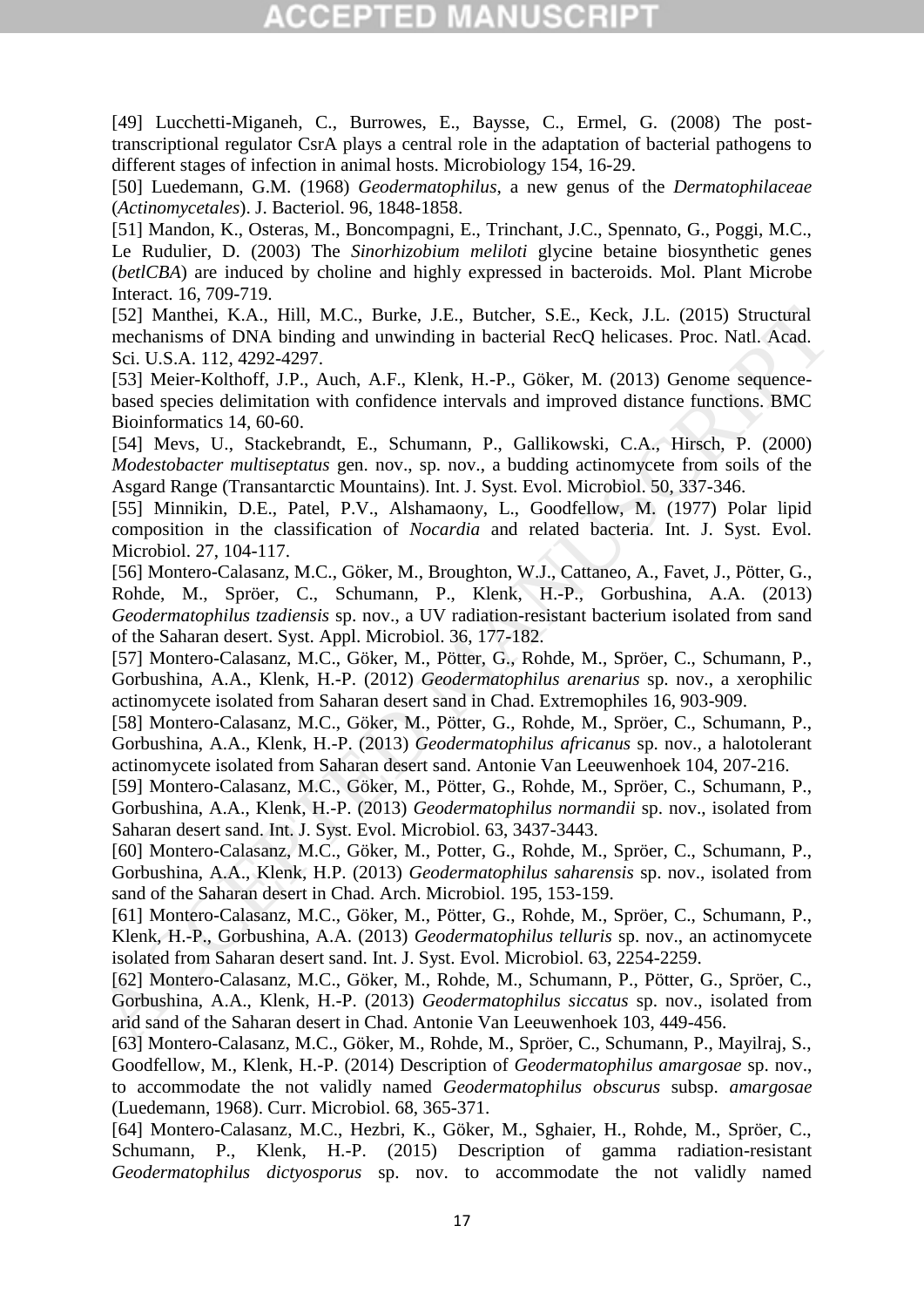[49] Lucchetti-Miganeh, C., Burrowes, E., Baysse, C., Ermel, G. (2008) The post-transcriptional regulator CsrA plays a central role in the adaptation of bacterial pathogens to different stages of infection in animal hosts. Microbiology 154, 16-29.

[50] Luedemann, G.M. (1968) *Geodermatophilus*, a new genus of the *Dermatophilaceae* (*Actinomycetales*). J. Bacteriol. 96, 1848-1858.

[51] Mandon, K., Osteras, M., Boncompagni, E., Trinchant, J.C., Spennato, G., Poggi, M.C., Le Rudulier, D. (2003) The *Sinorhizobium meliloti* glycine betaine biosynthetic genes (*betlCBA*) are induced by choline and highly expressed in bacteroids. Mol. Plant Microbe Interact. 16, 709-719.

[52] Manthei, K.A., Hill, M.C., Burke, J.E., Butcher, S.E., Keck, J.L. (2015) Structural mechanisms of DNA binding and unwinding in bacterial RecQ helicases. Proc. Natl. Acad. Sci. U.S.A. 112, 4292-4297.

[53] Meier-Kolthoff, J.P., Auch, A.F., Klenk, H.-P., Göker, M. (2013) Genome sequence-based species delimitation with confidence intervals and improved distance functions. BMC Bioinformatics 14, 60-60.

[54] Mevs, U., Stackebrandt, E., Schumann, P., Gallikowski, C.A., Hirsch, P. (2000) *Modestobacter multiseptatus* gen. nov., sp. nov., a budding actinomycete from soils of the Asgard Range (Transantarctic Mountains). Int. J. Syst. Evol. Microbiol. 50, 337-346.

[55] Minnikin, D.E., Patel, P.V., Alshamaony, L., Goodfellow, M. (1977) Polar lipid composition in the classification of *Nocardia* and related bacteria. Int. J. Syst. Evol. Microbiol. 27, 104-117.

[56] Montero-Calasanz, M.C., Göker, M., Broughton, W.J., Cattaneo, A., Favet, J., Pötter, G., Rohde, M., Spröer, C., Schumann, P., Klenk, H.-P., Gorbushina, A.A. (2013) *Geodermatophilus tzadiensis* sp. nov., a UV radiation-resistant bacterium isolated from sand of the Saharan desert. Syst. Appl. Microbiol. 36, 177-182.

[57] Montero-Calasanz, M.C., Göker, M., Pötter, G., Rohde, M., Spröer, C., Schumann, P., Gorbushina, A.A., Klenk, H.-P. (2012) *Geodermatophilus arenarius* sp. nov., a xerophilic actinomycete isolated from Saharan desert sand in Chad. Extremophiles 16, 903-909.

[58] Montero-Calasanz, M.C., Göker, M., Pötter, G., Rohde, M., Spröer, C., Schumann, P., Gorbushina, A.A., Klenk, H.-P. (2013) *Geodermatophilus africanus* sp. nov., a halotolerant actinomycete isolated from Saharan desert sand. Antonie Van Leeuwenhoek 104, 207-216.

[59] Montero-Calasanz, M.C., Göker, M., Pötter, G., Rohde, M., Spröer, C., Schumann, P., Gorbushina, A.A., Klenk, H.-P. (2013) *Geodermatophilus normandii* sp. nov., isolated from Saharan desert sand. Int. J. Syst. Evol. Microbiol. 63, 3437-3443.

[60] Montero-Calasanz, M.C., Göker, M., Potter, G., Rohde, M., Spröer, C., Schumann, P., Gorbushina, A.A., Klenk, H.P. (2013) *Geodermatophilus saharensis* sp. nov., isolated from sand of the Saharan desert in Chad. Arch. Microbiol. 195, 153-159.

[61] Montero-Calasanz, M.C., Göker, M., Pötter, G., Rohde, M., Spröer, C., Schumann, P., Klenk, H.-P., Gorbushina, A.A. (2013) *Geodermatophilus telluris* sp. nov., an actinomycete isolated from Saharan desert sand. Int. J. Syst. Evol. Microbiol. 63, 2254-2259.

[62] Montero-Calasanz, M.C., Göker, M., Rohde, M., Schumann, P., Pötter, G., Spröer, C., Gorbushina, A.A., Klenk, H.-P. (2013) *Geodermatophilus siccatus* sp. nov., isolated from arid sand of the Saharan desert in Chad. Antonie Van Leeuwenhoek 103, 449-456.

[63] Montero-Calasanz, M.C., Göker, M., Rohde, M., Spröer, C., Schumann, P., Mayilraj, S., Goodfellow, M., Klenk, H.-P. (2014) Description of *Geodermatophilus amargosae* sp. nov., to accommodate the not validly named *Geodermatophilus obscurus* subsp. *amargosae* (Luedemann, 1968). Curr. Microbiol. 68, 365-371.

[64] Montero-Calasanz, M.C., Hezbri, K., Göker, M., Sghaier, H., Rohde, M., Spröer, C., Schumann, P., Klenk, H.-P. (2015) Description of gamma radiation-resistant *Geodermatophilus dictyosporus* sp. nov. to accommodate the not validly named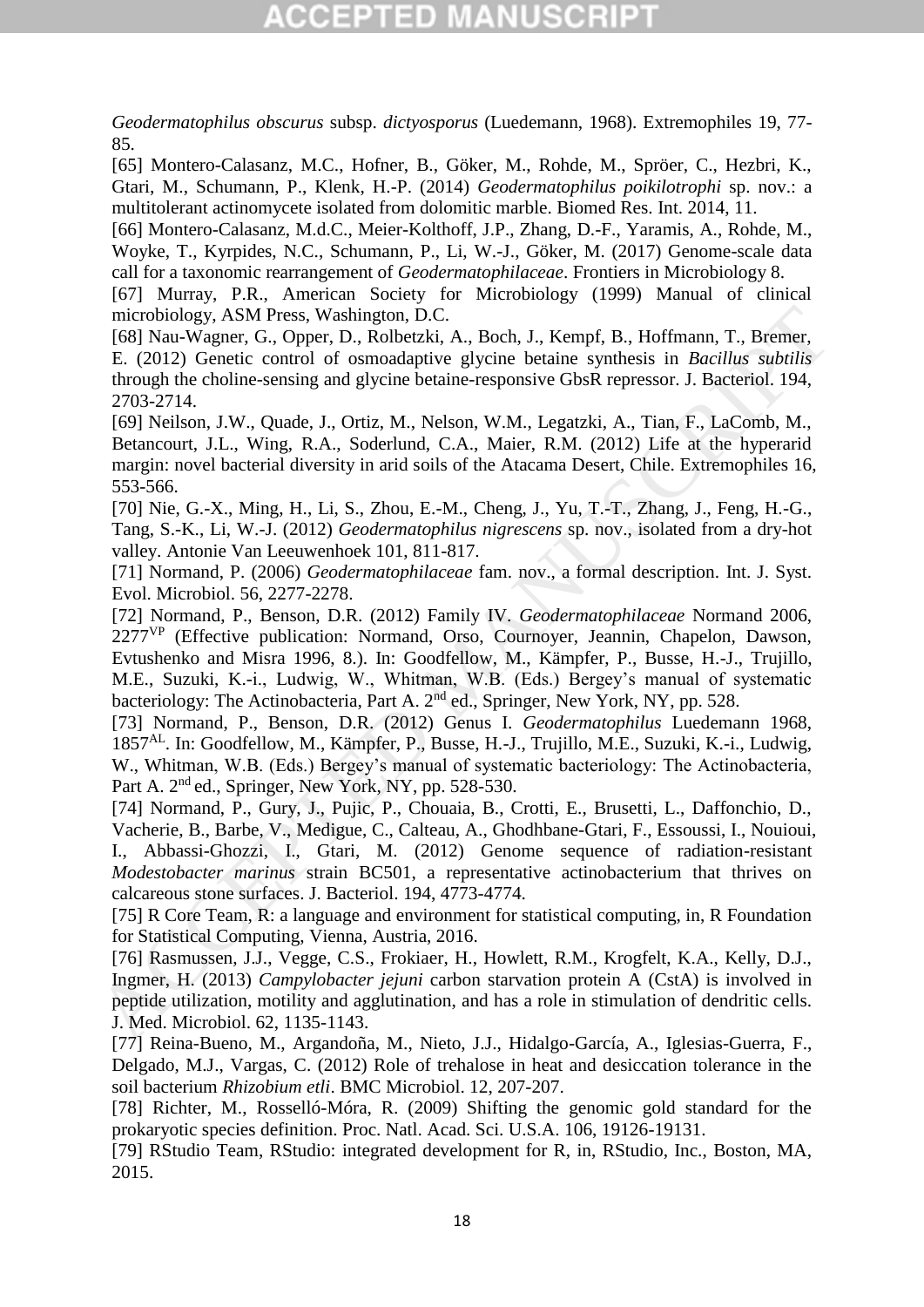*Geodermatophilus obscurus* subsp. *dictyosporus* (Luedemann, 1968). Extremophiles 19, 77-85.

[65] Montero-Calasanz, M.C., Hofner, B., Göker, M., Rohde, M., Spröer, C., Hezbri, K., Gtari, M., Schumann, P., Klenk, H.-P. (2014) *Geodermatophilus poikilotrophi* sp. nov.: a multitolerant actinomycete isolated from dolomitic marble. Biomed Res. Int. 2014, 11.

[66] Montero-Calasanz, M.d.C., Meier-Kolthoff, J.P., Zhang, D.-F., Yaramis, A., Rohde, M., Woyke, T., Kyrpides, N.C., Schumann, P., Li, W.-J., Göker, M. (2017) Genome-scale data call for a taxonomic rearrangement of *Geodermatophilaceae*. Frontiers in Microbiology 8.

[67] Murray, P.R., American Society for Microbiology (1999) Manual of clinical microbiology, ASM Press, Washington, D.C.

[68] Nau-Wagner, G., Opper, D., Rolbetzki, A., Boch, J., Kempf, B., Hoffmann, T., Bremer, E. (2012) Genetic control of osmoadaptive glycine betaine synthesis in *Bacillus subtilis* through the choline-sensing and glycine betaine-responsive GbsR repressor. J. Bacteriol. 194, 2703-2714.

[69] Neilson, J.W., Quade, J., Ortiz, M., Nelson, W.M., Legatzki, A., Tian, F., LaComb, M., Betancourt, J.L., Wing, R.A., Soderlund, C.A., Maier, R.M. (2012) Life at the hyperarid margin: novel bacterial diversity in arid soils of the Atacama Desert, Chile. Extremophiles 16, 553-566.

[70] Nie, G.-X., Ming, H., Li, S., Zhou, E.-M., Cheng, J., Yu, T.-T., Zhang, J., Feng, H.-G., Tang, S.-K., Li, W.-J. (2012) *Geodermatophilus nigrescens* sp. nov., isolated from a dry-hot valley. Antonie Van Leeuwenhoek 101, 811-817.

[71] Normand, P. (2006) *Geodermatophilaceae* fam. nov., a formal description. Int. J. Syst. Evol. Microbiol. 56, 2277-2278.

[72] Normand, P., Benson, D.R. (2012) Family IV. *Geodermatophilaceae* Normand 2006, 2277[VP] (Effective publication: Normand, Orso, Cournoyer, Jeannin, Chapelon, Dawson, Evtushenko and Misra 1996, 8.). In: Goodfellow, M., Kämpfer, P., Busse, H.-J., Trujillo, M.E., Suzuki, K.-i., Ludwig, W., Whitman, W.B. (Eds.) Bergey's manual of systematic bacteriology: The Actinobacteria, Part A. 2[nd] ed., Springer, New York, NY, pp. 528.

[73] Normand, P., Benson, D.R. (2012) Genus I. *Geodermatophilus* Luedemann 1968, 1857[AL]. In: Goodfellow, M., Kämpfer, P., Busse, H.-J., Trujillo, M.E., Suzuki, K.-i., Ludwig, W., Whitman, W.B. (Eds.) Bergey's manual of systematic bacteriology: The Actinobacteria, Part A. 2[nd] ed., Springer, New York, NY, pp. 528-530.

[74] Normand, P., Gury, J., Pujic, P., Chouaia, B., Crotti, E., Brusetti, L., Daffonchio, D., Vacherie, B., Barbe, V., Medigue, C., Calteau, A., Ghodhbane-Gtari, F., Essoussi, I., Nouioui, I., Abbassi-Ghozzi, I., Gtari, M. (2012) Genome sequence of radiation-resistant *Modestobacter marinus* strain BC501, a representative actinobacterium that thrives on calcareous stone surfaces. J. Bacteriol. 194, 4773-4774.

[75] R Core Team, R: a language and environment for statistical computing, in, R Foundation for Statistical Computing, Vienna, Austria, 2016.

[76] Rasmussen, J.J., Vegge, C.S., Frokiaer, H., Howlett, R.M., Krogfelt, K.A., Kelly, D.J., Ingmer, H. (2013) *Campylobacter jejuni* carbon starvation protein A (CstA) is involved in peptide utilization, motility and agglutination, and has a role in stimulation of dendritic cells. J. Med. Microbiol. 62, 1135-1143.

[77] Reina-Bueno, M., Argandoña, M., Nieto, J.J., Hidalgo-García, A., Iglesias-Guerra, F., Delgado, M.J., Vargas, C. (2012) Role of trehalose in heat and desiccation tolerance in the soil bacterium *Rhizobium etli*. BMC Microbiol. 12, 207-207.

[78] Richter, M., Rosselló-Móra, R. (2009) Shifting the genomic gold standard for the prokaryotic species definition. Proc. Natl. Acad. Sci. U.S.A. 106, 19126-19131.

[79] RStudio Team, RStudio: integrated development for R, in, RStudio, Inc., Boston, MA, 2015.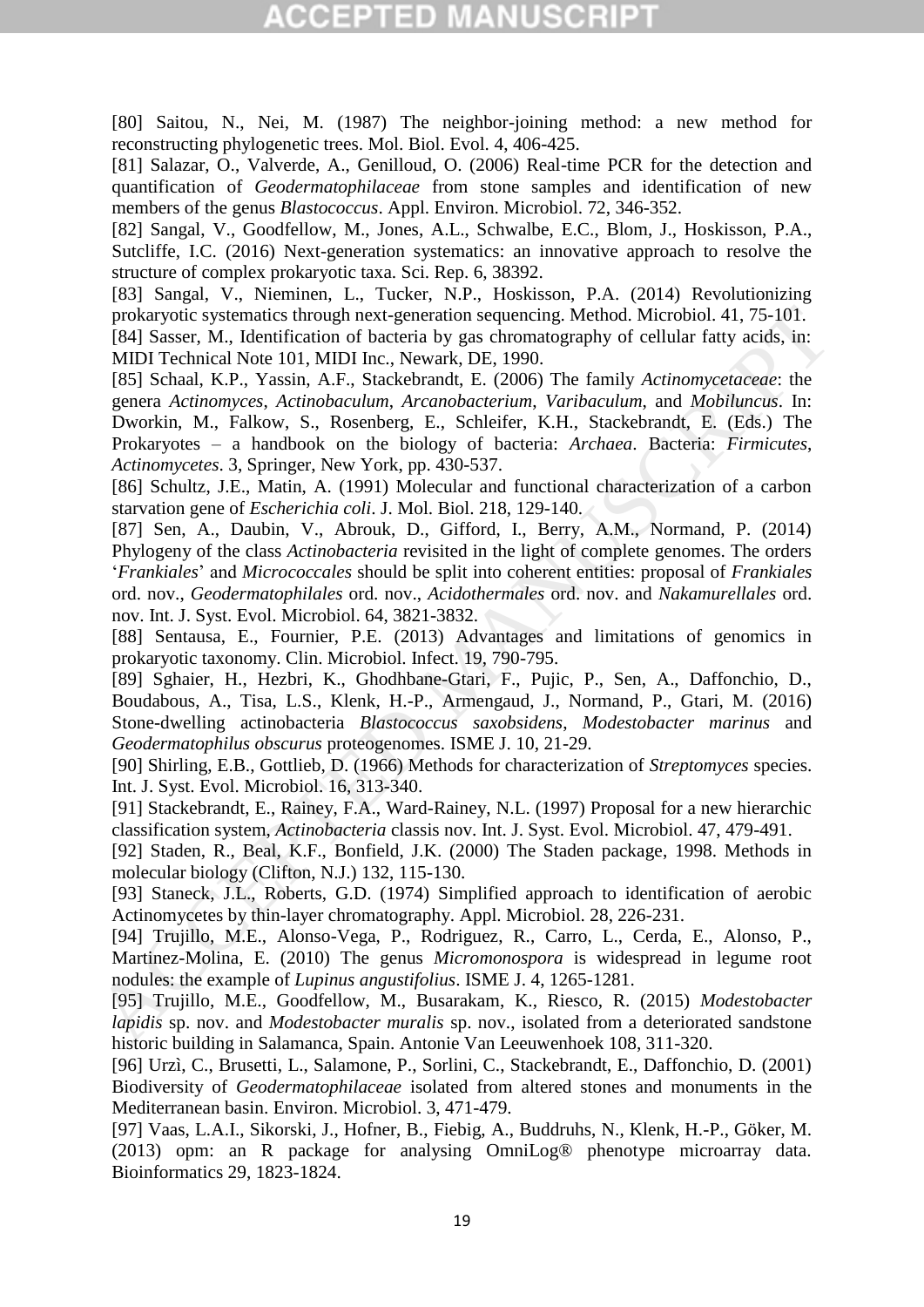[80] Saitou, N., Nei, M. (1987) The neighbor-joining method: a new method for reconstructing phylogenetic trees. Mol. Biol. Evol. 4, 406-425.

[81] Salazar, O., Valverde, A., Genilloud, O. (2006) Real-time PCR for the detection and quantification of *Geodermatophilaceae* from stone samples and identification of new members of the genus *Blastococcus*. Appl. Environ. Microbiol. 72, 346-352.

[82] Sangal, V., Goodfellow, M., Jones, A.L., Schwalbe, E.C., Blom, J., Hoskisson, P.A., Sutcliffe, I.C. (2016) Next-generation systematics: an innovative approach to resolve the structure of complex prokaryotic taxa. Sci. Rep. 6, 38392.

[83] Sangal, V., Nieminen, L., Tucker, N.P., Hoskisson, P.A. (2014) Revolutionizing prokaryotic systematics through next-generation sequencing. Method. Microbiol. 41, 75-101.

[84] Sasser, M., Identification of bacteria by gas chromatography of cellular fatty acids, in: MIDI Technical Note 101, MIDI Inc., Newark, DE, 1990.

[85] Schaal, K.P., Yassin, A.F., Stackebrandt, E. (2006) The family *Actinomycetaceae*: the genera *Actinomyces*, *Actinobaculum*, *Arcanobacterium*, *Varibaculum*, and *Mobiluncus*. In: Dworkin, M., Falkow, S., Rosenberg, E., Schleifer, K.H., Stackebrandt, E. (Eds.) The Prokaryotes – a handbook on the biology of bacteria: *Archaea*. Bacteria: *Firmicutes*, *Actinomycetes*. 3, Springer, New York, pp. 430-537.

[86] Schultz, J.E., Matin, A. (1991) Molecular and functional characterization of a carbon starvation gene of *Escherichia coli*. J. Mol. Biol. 218, 129-140.

[87] Sen, A., Daubin, V., Abrouk, D., Gifford, I., Berry, A.M., Normand, P. (2014) Phylogeny of the class *Actinobacteria* revisited in the light of complete genomes. The orders '*Frankiales*' and *Micrococcales* should be split into coherent entities: proposal of *Frankiales* ord. nov., *Geodermatophilales* ord. nov., *Acidothermales* ord. nov. and *Nakamurellales* ord. nov. Int. J. Syst. Evol. Microbiol. 64, 3821-3832.

[88] Sentausa, E., Fournier, P.E. (2013) Advantages and limitations of genomics in prokaryotic taxonomy. Clin. Microbiol. Infect. 19, 790-795.

[89] Sghaier, H., Hezbri, K., Ghodhbane-Gtari, F., Pujic, P., Sen, A., Daffonchio, D., Boudabous, A., Tisa, L.S., Klenk, H.-P., Armengaud, J., Normand, P., Gtari, M. (2016) Stone-dwelling actinobacteria *Blastococcus saxobsidens*, *Modestobacter marinus* and *Geodermatophilus obscurus* proteogenomes. ISME J. 10, 21-29.

[90] Shirling, E.B., Gottlieb, D. (1966) Methods for characterization of *Streptomyces* species. Int. J. Syst. Evol. Microbiol. 16, 313-340.

[91] Stackebrandt, E., Rainey, F.A., Ward-Rainey, N.L. (1997) Proposal for a new hierarchic classification system, *Actinobacteria* classis nov. Int. J. Syst. Evol. Microbiol. 47, 479-491.

[92] Staden, R., Beal, K.F., Bonfield, J.K. (2000) The Staden package, 1998. Methods in molecular biology (Clifton, N.J.) 132, 115-130.

[93] Staneck, J.L., Roberts, G.D. (1974) Simplified approach to identification of aerobic Actinomycetes by thin-layer chromatography. Appl. Microbiol. 28, 226-231.

[94] Trujillo, M.E., Alonso-Vega, P., Rodriguez, R., Carro, L., Cerda, E., Alonso, P., Martinez-Molina, E. (2010) The genus *Micromonospora* is widespread in legume root nodules: the example of *Lupinus angustifolius*. ISME J. 4, 1265-1281.

[95] Trujillo, M.E., Goodfellow, M., Busarakam, K., Riesco, R. (2015) *Modestobacter lapidis* sp. nov. and *Modestobacter muralis* sp. nov., isolated from a deteriorated sandstone historic building in Salamanca, Spain. Antonie Van Leeuwenhoek 108, 311-320.

[96] Urzì, C., Brusetti, L., Salamone, P., Sorlini, C., Stackebrandt, E., Daffonchio, D. (2001) Biodiversity of *Geodermatophilaceae* isolated from altered stones and monuments in the Mediterranean basin. Environ. Microbiol. 3, 471-479.

[97] Vaas, L.A.I., Sikorski, J., Hofner, B., Fiebig, A., Buddruhs, N., Klenk, H.-P., Göker, M. (2013) opm: an R package for analysing OmniLog® phenotype microarray data. Bioinformatics 29, 1823-1824.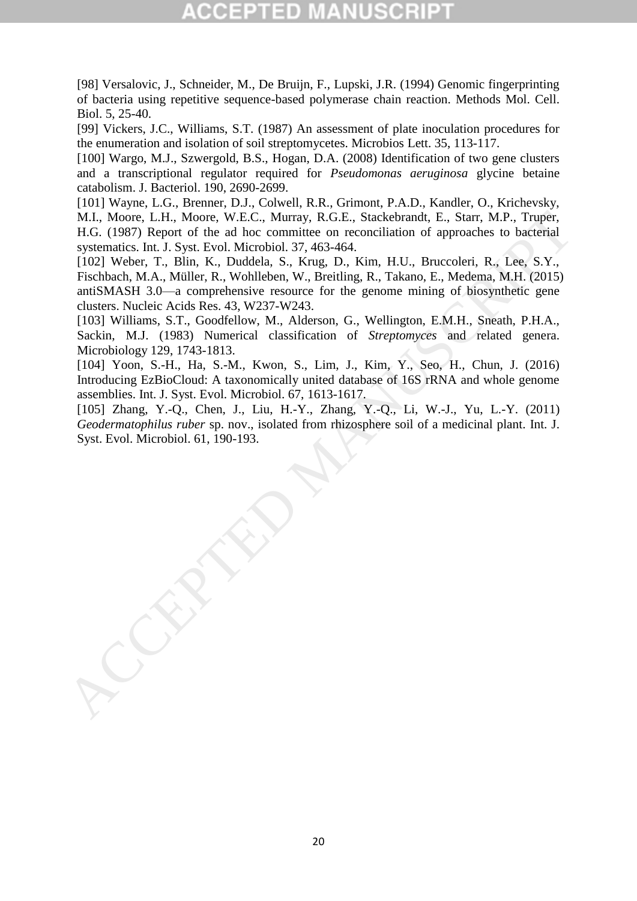[98] Versalovic, J., Schneider, M., De Bruijn, F., Lupski, J.R. (1994) Genomic fingerprinting of bacteria using repetitive sequence-based polymerase chain reaction. Methods Mol. Cell. Biol. 5, 25-40.

[99] Vickers, J.C., Williams, S.T. (1987) An assessment of plate inoculation procedures for the enumeration and isolation of soil streptomycetes. Microbios Lett. 35, 113-117.

[100] Wargo, M.J., Szwergold, B.S., Hogan, D.A. (2008) Identification of two gene clusters and a transcriptional regulator required for *Pseudomonas aeruginosa* glycine betaine catabolism. J. Bacteriol. 190, 2690-2699.

[101] Wayne, L.G., Brenner, D.J., Colwell, R.R., Grimont, P.A.D., Kandler, O., Krichevsky, M.I., Moore, L.H., Moore, W.E.C., Murray, R.G.E., Stackebrandt, E., Starr, M.P., Truper, H.G. (1987) Report of the ad hoc committee on reconciliation of approaches to bacterial systematics. Int. J. Syst. Evol. Microbiol. 37, 463-464.

[102] Weber, T., Blin, K., Duddela, S., Krug, D., Kim, H.U., Bruccoleri, R., Lee, S.Y., Fischbach, M.A., Müller, R., Wohlleben, W., Breitling, R., Takano, E., Medema, M.H. (2015) antiSMASH 3.0—a comprehensive resource for the genome mining of biosynthetic gene clusters. Nucleic Acids Res. 43, W237-W243.

[103] Williams, S.T., Goodfellow, M., Alderson, G., Wellington, E.M.H., Sneath, P.H.A., Sackin, M.J. (1983) Numerical classification of *Streptomyces* and related genera. Microbiology 129, 1743-1813.

[104] Yoon, S.-H., Ha, S.-M., Kwon, S., Lim, J., Kim, Y., Seo, H., Chun, J. (2016) Introducing EzBioCloud: A taxonomically united database of 16S rRNA and whole genome assemblies. Int. J. Syst. Evol. Microbiol. 67, 1613-1617.

[105] Zhang, Y.-Q., Chen, J., Liu, H.-Y., Zhang, Y.-Q., Li, W.-J., Yu, L.-Y. (2011) *Geodermatophilus ruber* sp. nov., isolated from rhizosphere soil of a medicinal plant. Int. J. Syst. Evol. Microbiol. 61, 190-193.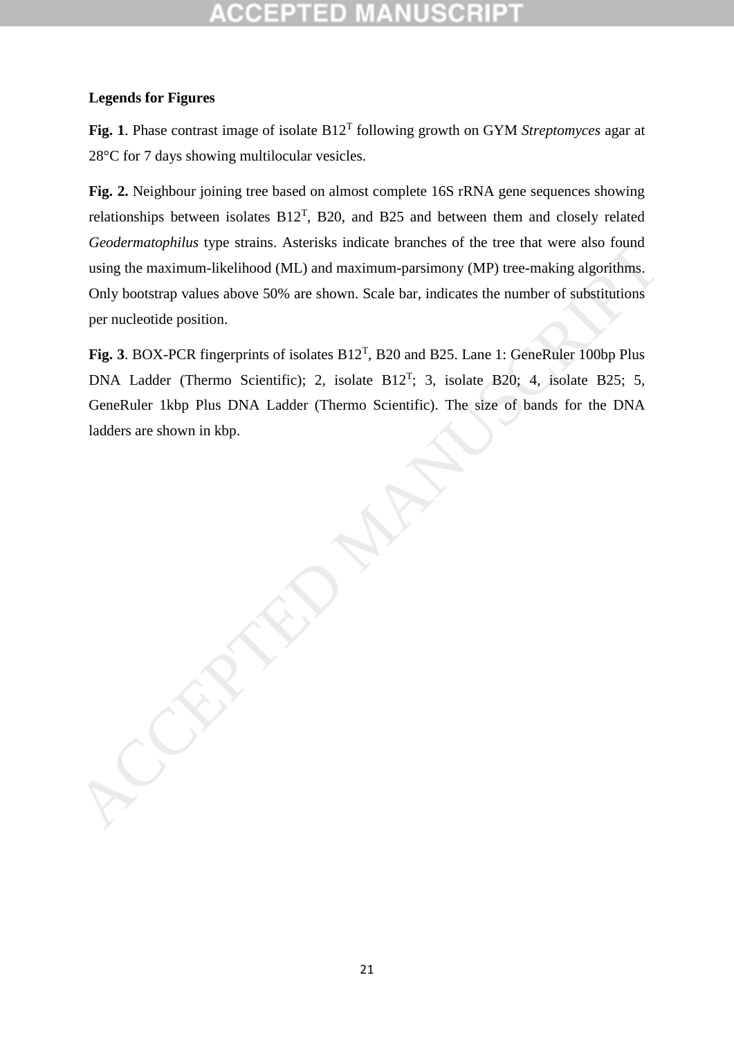**Legends for Figures**

**Fig. 1**. Phase contrast image of isolate B12$^{T}$ following growth on GYM *Streptomyces* agar at 28°C for 7 days showing multilocular vesicles.

**Fig. 2.** Neighbour joining tree based on almost complete 16S rRNA gene sequences showing relationships between isolates B12$^{T}$, B20, and B25 and between them and closely related *Geodermatophilus* type strains. Asterisks indicate branches of the tree that were also found using the maximum-likelihood (ML) and maximum-parsimony (MP) tree-making algorithms. Only bootstrap values above 50% are shown. Scale bar, indicates the number of substitutions per nucleotide position.

**Fig. 3**. BOX-PCR fingerprints of isolates B12$^{T}$, B20 and B25. Lane 1: GeneRuler 100bp Plus DNA Ladder (Thermo Scientific); 2, isolate B12$^{T}$; 3, isolate B20; 4, isolate B25; 5, GeneRuler 1kbp Plus DNA Ladder (Thermo Scientific). The size of bands for the DNA ladders are shown in kbp.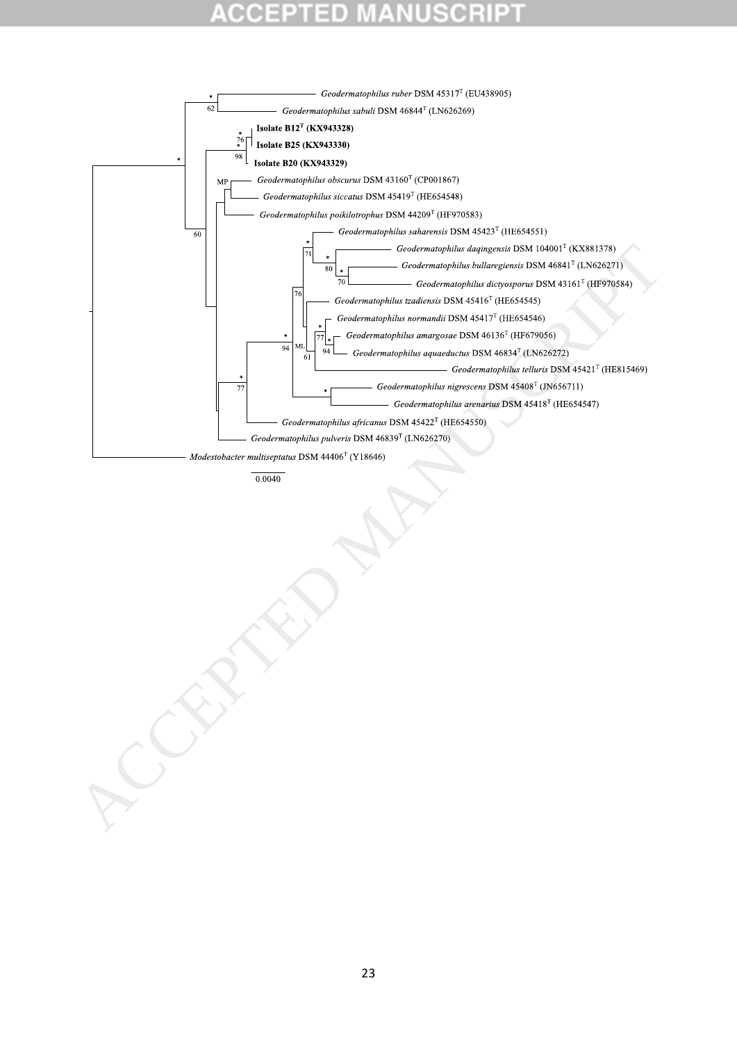*Geodermatophilus ruber* DSM 45317$^T$ (EU438905)

*Geodermatophilus sabuli* DSM 46844$^T$ (LN626269)

**Isolate B12$^T$ (KX943328)**

**Isolate B25 (KX943330)**

**Isolate B20 (KX943329)**

*Geodermatophilus obscurus* DSM 43160$^T$ (CP001867)

*Geodermatophilus siccatus* DSM 45419$^T$ (HE654548)

*Geodermatophilus poikilotrophus* DSM 44209$^T$ (HF970583)

*Geodermatophilus saharensis* DSM 45423$^T$ (HE654551)

*Geodermatophilus daqingensis* DSM 104001$^T$ (KX881378)

*Geodermatophilus bullaregiensis* DSM 46841$^T$ (LN626271)

*Geodermatophilus dictyosporus* DSM 43161$^T$ (HF970584)

*Geodermatophilus tzadiensis* DSM 45416$^T$ (HE654545)

*Geodermatophilus normandii* DSM 45417$^T$ (HE654546)

*Geodermatophilus amargosae* DSM 46136$^T$ (HF679056)

*Geodermatophilus aquaeductus* DSM 46834$^T$ (LN626272)

*Geodermatophilus telluris* DSM 45421$^T$ (HE815469)

*Geodermatophilus nigrescens* DSM 45408$^T$ (JN656711)

*Geodermatophilus arenarius* DSM 45418$^T$ (HE654547)

*Geodermatophilus africanus* DSM 45422$^T$ (HE654550)

*Geodermatophilus pulveris* DSM 46839$^T$ (LN626270)

*Modestobacter multiseptatus* DSM 44406$^T$ (Y18646)

0.0040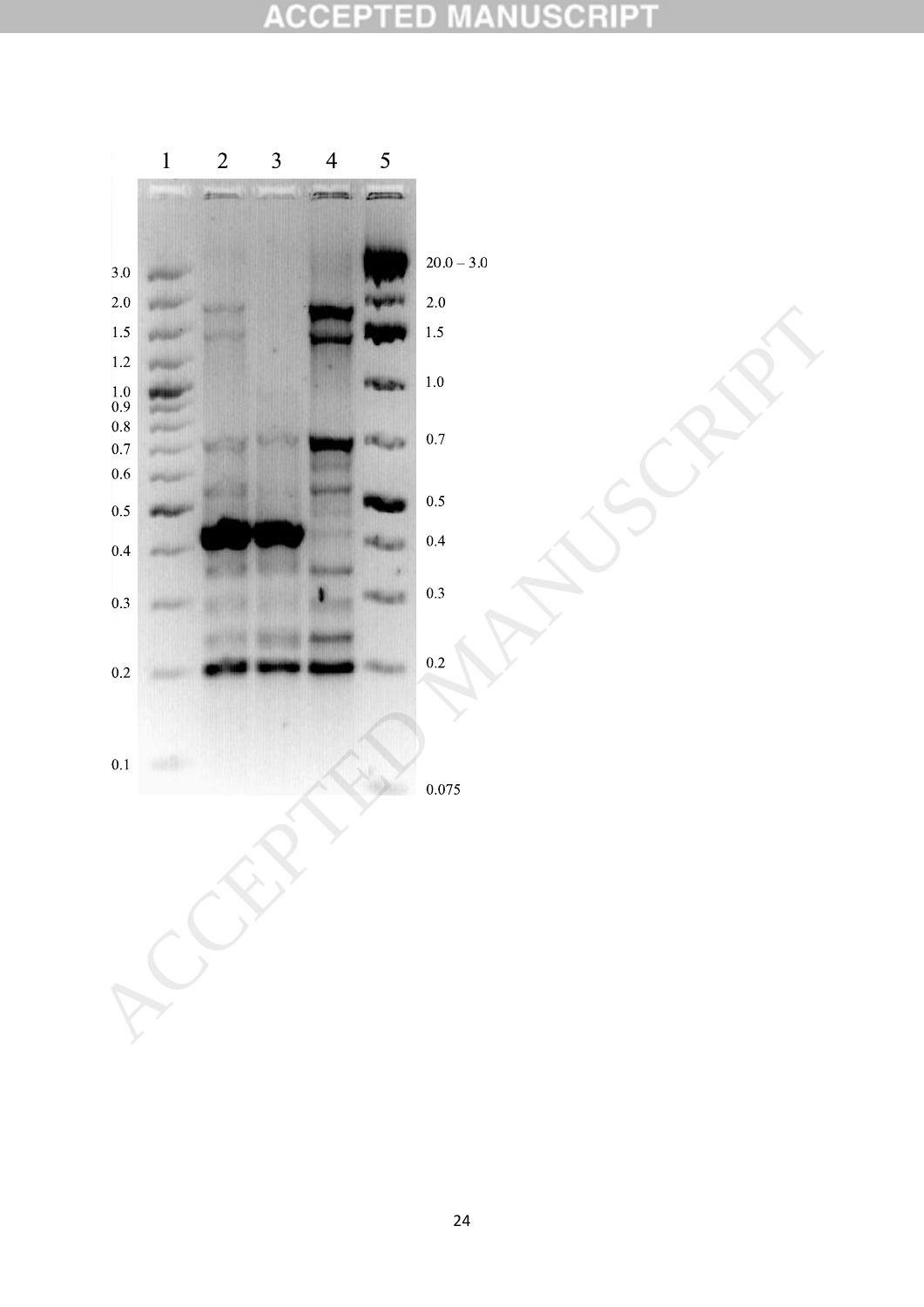1 2 3 4 5

3.0
2.0
1.5
1.2
1.0
0.9
0.8
0.7
0.6
0.5
0.4
0.3
0.2
0.1

20.0 – 3.0
2.0
1.5
1.0
0.7
0.5
0.4
0.3
0.2
0.075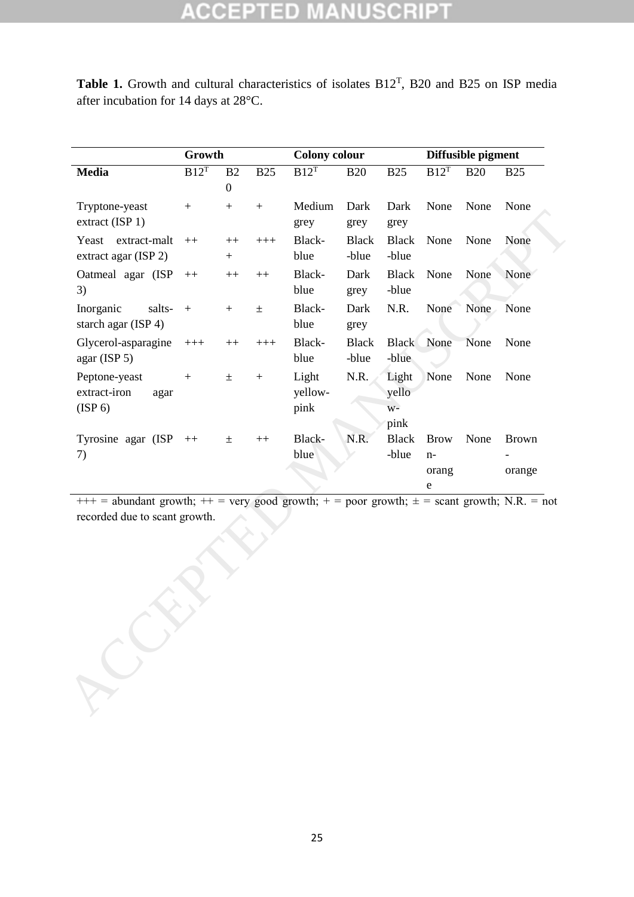**Table 1.** Growth and cultural characteristics of isolates B12$^{T}$, B20 and B25 on ISP media after incubation for 14 days at 28°C.

| | Growth | | | Colony colour | | | Diffusible pigment | | |
|---|---|---|---|---|---|---|---|---|---|
| **Media** | B12$^{T}$ | B20 | B25 | B12$^{T}$ | B20 | B25 | B12$^{T}$ | B20 | B25 |
| Tryptone-yeast extract (ISP 1) | + | + | + | Medium grey | Dark grey | Dark grey | None | None | None |
| Yeast extract-malt extract agar (ISP 2) | ++ | +++ | +++ | Black-blue | Black-blue | Black-blue | None | None | None |
| Oatmeal agar (ISP 3) | ++ | ++ | ++ | Black-blue | Dark grey | Black-blue | None | None | None |
| Inorganic salts-starch agar (ISP 4) | + | + | ± | Black-blue | Dark grey | N.R. | None | None | None |
| Glycerol-asparagine agar (ISP 5) | +++ | ++ | +++ | Black-blue | Black-blue | Black-blue | None | None | None |
| Peptone-yeast extract-iron agar (ISP 6) | + | ± | + | Light yellow-pink | N.R. | Light yellow-pink | None | None | None |
| Tyrosine agar (ISP 7) | ++ | ± | ++ | Black-blue | N.R. | Black-blue | Brown-orange | None | Brown-orange |

+++ = abundant growth; ++ = very good growth; + = poor growth; ± = scant growth; N.R. = not recorded due to scant growth.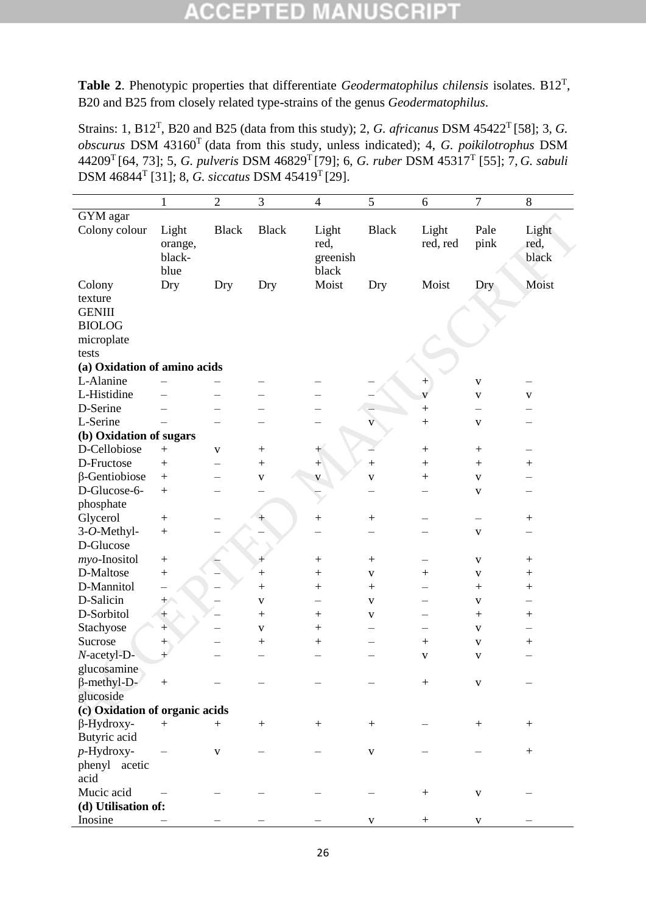**Table 2**. Phenotypic properties that differentiate *Geodermatophilus chilensis* isolates. B12$^T$, B20 and B25 from closely related type-strains of the genus *Geodermatophilus*.

Strains: 1, B12$^T$, B20 and B25 (data from this study); 2, *G. africanus* DSM 45422$^T$ [58]; 3, *G. obscurus* DSM 43160$^T$ (data from this study, unless indicated); 4, *G. poikilotrophus* DSM 44209$^T$ [64, 73]; 5, *G. pulveris* DSM 46829$^T$ [79]; 6, *G. ruber* DSM 45317$^T$ [55]; 7, *G. sabuli* DSM 46844$^T$ [31]; 8, *G. siccatus* DSM 45419$^T$ [29].

| | 1 | 2 | 3 | 4 | 5 | 6 | 7 | 8 |
|---|---|---|---|---|---|---|---|---|
| GYM agar | | | | | | | | |
| Colony colour | Light orange, black-blue | Black | Black | Light red, greenish black | Black | Light red, red | Pale pink | Light red, black |
| Colony texture | Dry | Dry | Dry | Moist | Dry | Moist | Dry | Moist |
| GENIII BIOLOG microplate tests | | | | | | | | |
| **(a) Oxidation of amino acids** | | | | | | | | |
| L-Alanine | – | – | – | – | – | + | v | – |
| L-Histidine | – | – | – | – | – | v | v | v |
| D-Serine | – | – | – | – | – | + | – | – |
| L-Serine | – | – | – | – | v | + | v | – |
| **(b) Oxidation of sugars** | | | | | | | | |
| D-Cellobiose | + | v | + | + | – | + | + | – |
| D-Fructose | + | – | + | + | + | + | + | + |
| β-Gentiobiose | + | – | v | v | v | + | v | – |
| D-Glucose-6-phosphate | + | – | – | – | – | – | v | – |
| Glycerol | + | – | + | + | + | – | – | + |
| 3-*O*-Methyl-D-Glucose | + | – | – | – | – | – | v | – |
| *myo*-Inositol | + | – | + | + | + | – | v | + |
| D-Maltose | + | – | + | + | v | + | v | + |
| D-Mannitol | – | – | + | + | + | – | + | + |
| D-Salicin | + | – | v | – | v | – | v | – |
| D-Sorbitol | + | – | + | + | v | – | + | + |
| Stachyose | + | – | v | + | – | – | v | – |
| Sucrose | + | – | + | + | – | + | v | + |
| *N*-acetyl-D-glucosamine | + | – | – | – | – | v | v | – |
| β-methyl-D-glucoside | + | – | – | – | – | + | v | – |
| **(c) Oxidation of organic acids** | | | | | | | | |
| β-Hydroxy-Butyric acid | + | + | + | + | + | – | + | + |
| *p*-Hydroxy-phenyl acetic acid | – | v | – | – | v | – | – | + |
| Mucic acid | – | – | – | – | – | + | v | – |
| **(d) Utilisation of:** | | | | | | | | |
| Inosine | – | – | – | – | v | + | v | – |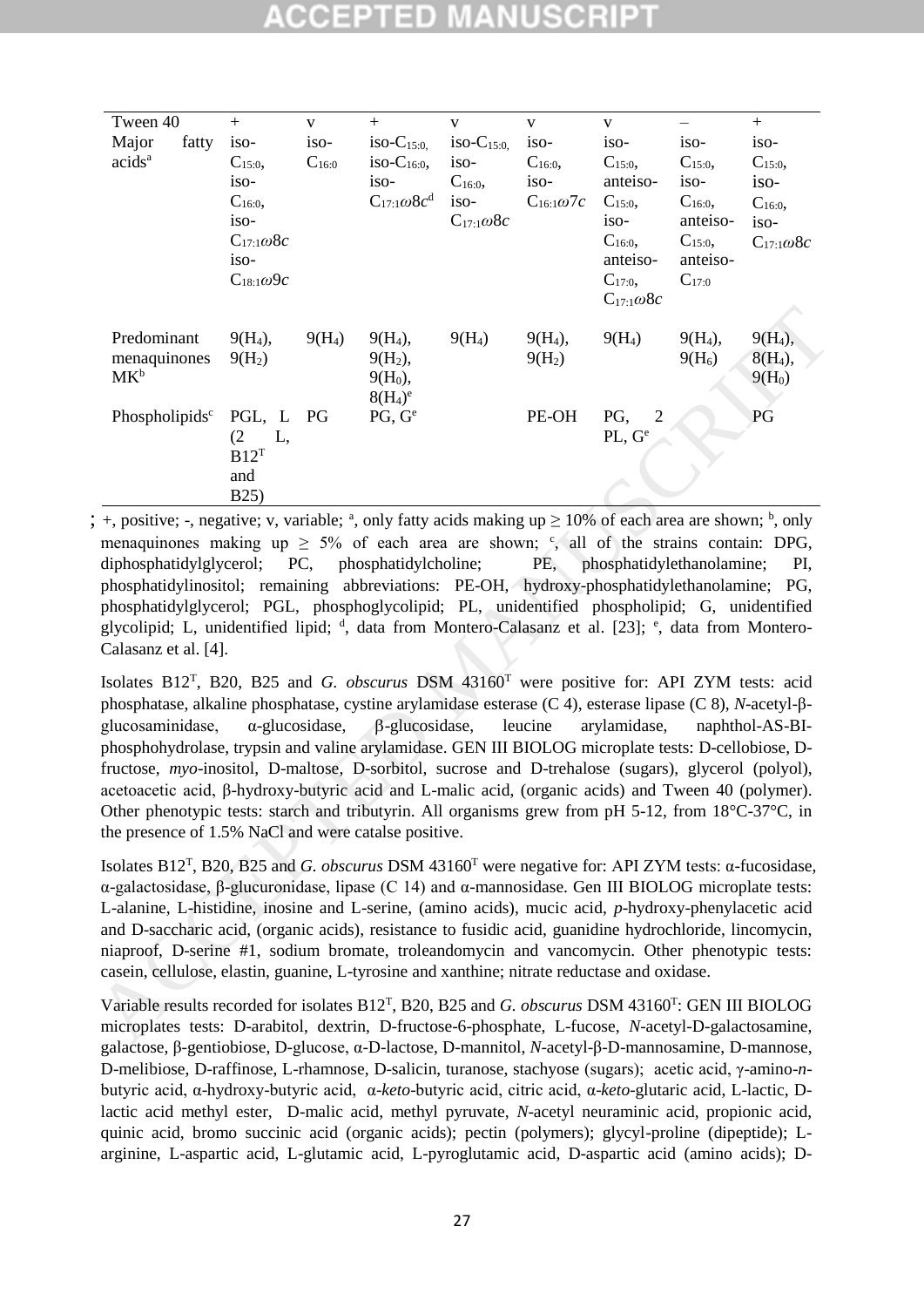| Tween 40 | + | v | + | v | v | v | – | + |
|---|---|---|---|---|---|---|---|---|
| Major fatty acids[a] | iso-$C_{15:0}$, iso-$C_{16:0}$, iso-$C_{17:1}\omega8c$ iso-$C_{18:1}\omega9c$ | iso-$C_{16:0}$ | iso-$C_{15:0}$, iso-$C_{16:0}$, iso-$C_{17:1}\omega8c$[d] | iso-$C_{15:0}$, iso-$C_{16:0}$, iso-$C_{17:1}\omega8c$ | iso-$C_{16:0}$, iso-$C_{16:1}\omega7c$ | iso-$C_{15:0}$, anteiso-$C_{15:0}$, iso-$C_{16:0}$, anteiso-$C_{17:0}$, $C_{17:1}\omega8c$ | iso-$C_{15:0}$, iso-$C_{16:0}$, anteiso-$C_{15:0}$, anteiso-$C_{17:0}$ | iso-$C_{15:0}$, iso-$C_{16:0}$, iso-$C_{17:1}\omega8c$ |
| Predominant menaquinones MK[b] | 9($H_4$), 9($H_2$) | 9($H_4$) | 9($H_4$), 9($H_2$), 9($H_0$), 8($H_4$)[e] | 9($H_4$) | 9($H_4$), 9($H_2$) | 9($H_4$) | 9($H_4$), 9($H_6$) | 9($H_4$), 8($H_4$), 9($H_0$) |
| Phospholipids[c] | PGL, L (2 L, B12[T] and B25) | PG | PG, G[e] | | PE-OH | PG, 2 PL, G[e] | | PG |

; +, positive; -, negative; v, variable; [a], only fatty acids making up ≥ 10% of each area are shown; [b], only menaquinones making up ≥ 5% of each area are shown; [c], all of the strains contain: DPG, diphosphatidylglycerol; PC, phosphatidylcholine; PE, phosphatidylethanolamine; PI, phosphatidylinositol; remaining abbreviations: PE-OH, hydroxy-phosphatidylethanolamine; PG, phosphatidylglycerol; PGL, phosphoglycolipid; PL, unidentified phospholipid; G, unidentified glycolipid; L, unidentified lipid; [d], data from Montero-Calasanz et al. [23]; [e], data from Montero-Calasanz et al. [4].

Isolates B12[T], B20, B25 and *G. obscurus* DSM 43160[T] were positive for: API ZYM tests: acid phosphatase, alkaline phosphatase, cystine arylamidase esterase (C 4), esterase lipase (C 8), *N*-acetyl-β-glucosaminidase, α-glucosidase, β-glucosidase, leucine arylamidase, naphthol-AS-BI-phosphohydrolase, trypsin and valine arylamidase. GEN III BIOLOG microplate tests: D-cellobiose, D-fructose, *myo*-inositol, D-maltose, D-sorbitol, sucrose and D-trehalose (sugars), glycerol (polyol), acetoacetic acid, β-hydroxy-butyric acid and L-malic acid, (organic acids) and Tween 40 (polymer). Other phenotypic tests: starch and tributyrin. All organisms grew from pH 5-12, from 18°C-37°C, in the presence of 1.5% NaCl and were catalse positive.

Isolates B12[T], B20, B25 and *G. obscurus* DSM 43160[T] were negative for: API ZYM tests: α-fucosidase, α-galactosidase, β-glucuronidase, lipase (C 14) and α-mannosidase. Gen III BIOLOG microplate tests: L-alanine, L-histidine, inosine and L-serine, (amino acids), mucic acid, *p*-hydroxy-phenylacetic acid and D-saccharic acid, (organic acids), resistance to fusidic acid, guanidine hydrochloride, lincomycin, niaproof, D-serine #1, sodium bromate, troleandomycin and vancomycin. Other phenotypic tests: casein, cellulose, elastin, guanine, L-tyrosine and xanthine; nitrate reductase and oxidase.

Variable results recorded for isolates B12[T], B20, B25 and *G. obscurus* DSM 43160[T]: GEN III BIOLOG microplates tests: D-arabitol, dextrin, D-fructose-6-phosphate, L-fucose, *N*-acetyl-D-galactosamine, galactose, β-gentiobiose, D-glucose, α-D-lactose, D-mannitol, *N*-acetyl-β-D-mannosamine, D-mannose, D-melibiose, D-raffinose, L-rhamnose, D-salicin, turanose, stachyose (sugars); acetic acid, γ-amino-*n*-butyric acid, α-hydroxy-butyric acid, α-*keto*-butyric acid, citric acid, α-*keto*-glutaric acid, L-lactic, D-lactic acid methyl ester, D-malic acid, methyl pyruvate, *N*-acetyl neuraminic acid, propionic acid, quinic acid, bromo succinic acid (organic acids); pectin (polymers); glycyl-proline (dipeptide); L-arginine, L-aspartic acid, L-glutamic acid, L-pyroglutamic acid, D-aspartic acid (amino acids); D-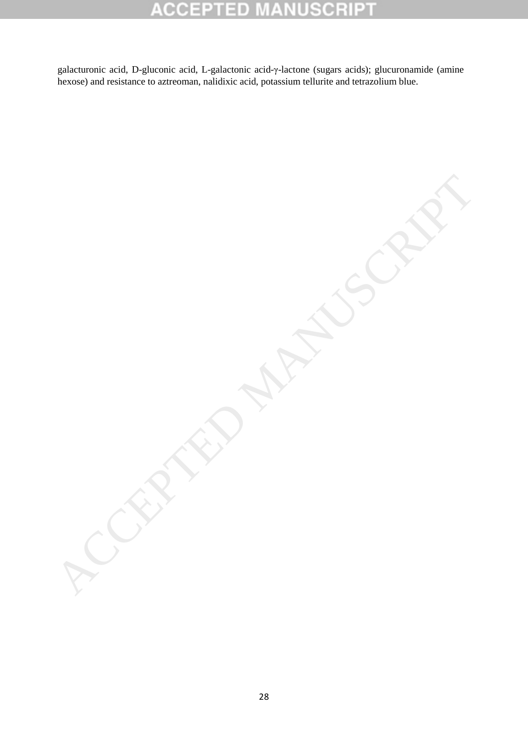galacturonic acid, D-gluconic acid, L-galactonic acid-γ-lactone (sugars acids); glucuronamide (amine hexose) and resistance to aztreoman, nalidixic acid, potassium tellurite and tetrazolium blue.